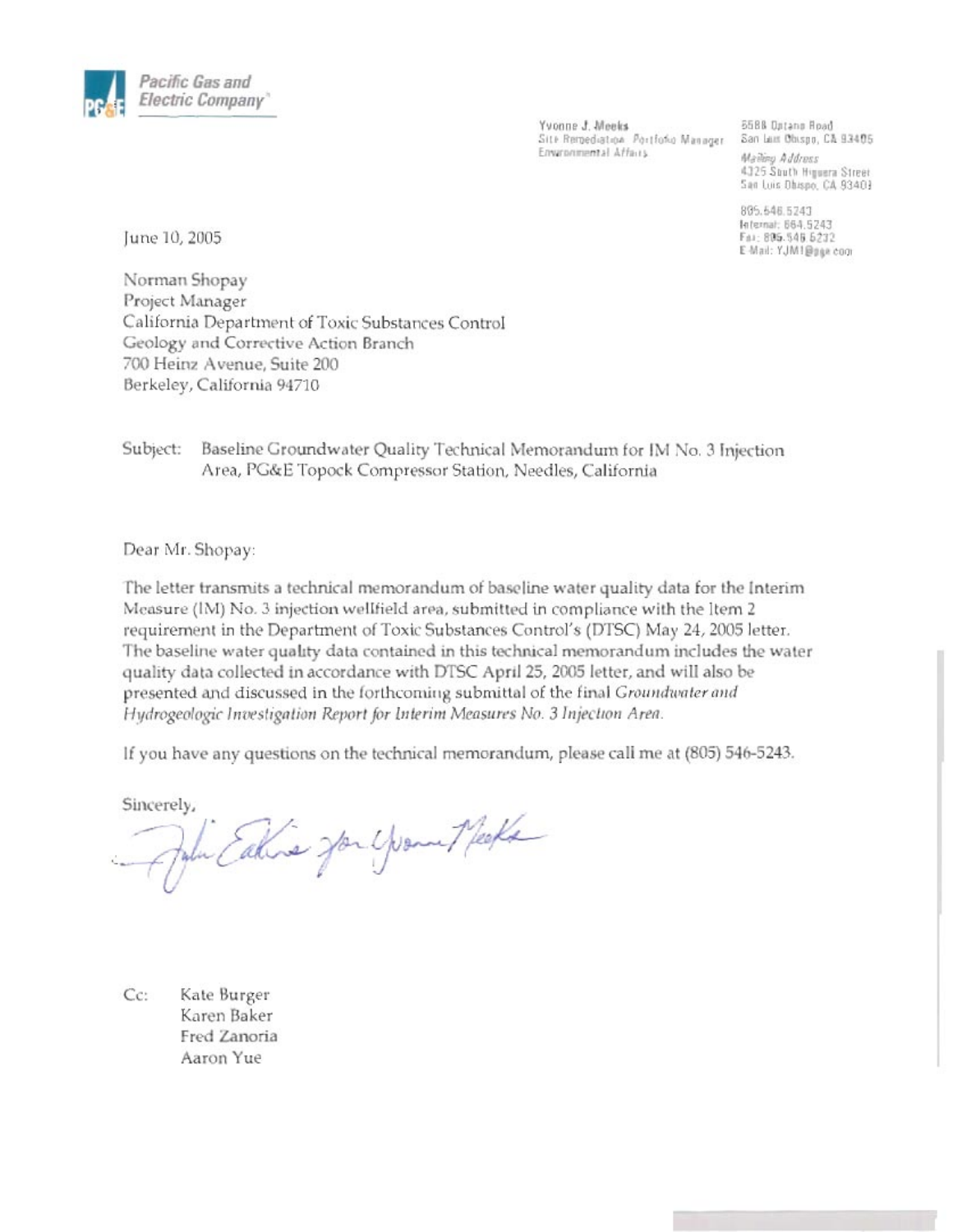Pacific Gas and Electric Company

Yvonne J. Meeks
Site Remediation Portfolio Manager
Environmental Affairs

6588 Ontario Road
San Luis Obispo, CA 93405

*Mailing Address*
4325 South Higuera Street
San Luis Obispo, CA 93401

805.546.5243
Internal: 664.5243
Fax: 805.546.5232
E-Mail: YJM1@pge.com

June 10, 2005

Norman Shopay
Project Manager
California Department of Toxic Substances Control
Geology and Corrective Action Branch
700 Heinz Avenue, Suite 200
Berkeley, California 94710

Subject: Baseline Groundwater Quality Technical Memorandum for IM No. 3 Injection Area, PG&E Topock Compressor Station, Needles, California

Dear Mr. Shopay:

The letter transmits a technical memorandum of baseline water quality data for the Interim Measure (IM) No. 3 injection wellfield area, submitted in compliance with the Item 2 requirement in the Department of Toxic Substances Control's (DTSC) May 24, 2005 letter. The baseline water quality data contained in this technical memorandum includes the water quality data collected in accordance with DTSC April 25, 2005 letter, and will also be presented and discussed in the forthcoming submittal of the final *Groundwater and Hydrogeologic Investigation Report for Interim Measures No. 3 Injection Area*.

If you have any questions on the technical memorandum, please call me at (805) 546-5243.

Sincerely,

John Eakins for Yvonne Meeks

Cc: Kate Burger
Karen Baker
Fred Zanoria
Aaron Yue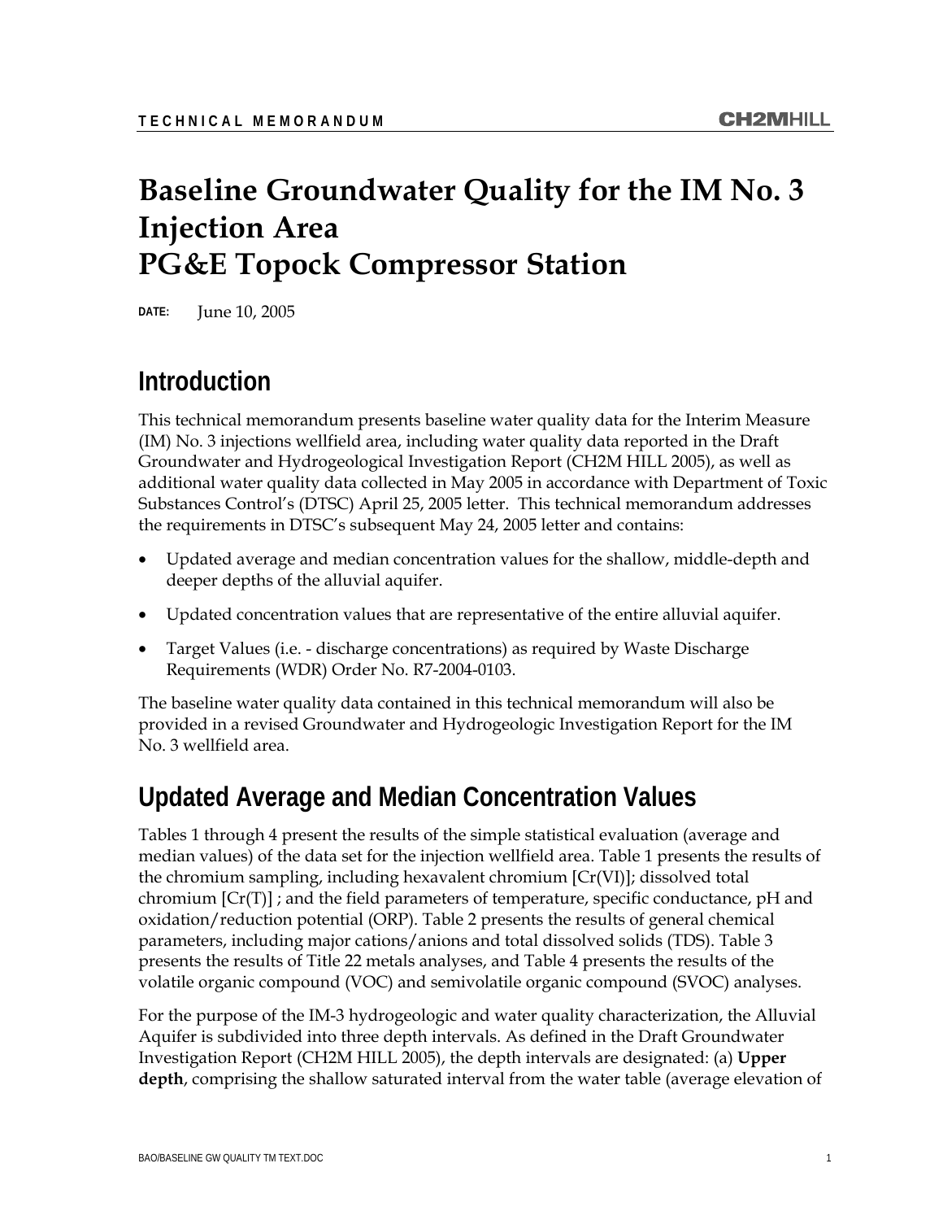# Baseline Groundwater Quality for the IM No. 3 Injection Area PG&E Topock Compressor Station

**DATE:** June 10, 2005

## Introduction

This technical memorandum presents baseline water quality data for the Interim Measure (IM) No. 3 injections wellfield area, including water quality data reported in the Draft Groundwater and Hydrogeological Investigation Report (CH2M HILL 2005), as well as additional water quality data collected in May 2005 in accordance with Department of Toxic Substances Control's (DTSC) April 25, 2005 letter. This technical memorandum addresses the requirements in DTSC's subsequent May 24, 2005 letter and contains:

- Updated average and median concentration values for the shallow, middle-depth and deeper depths of the alluvial aquifer.
- Updated concentration values that are representative of the entire alluvial aquifer.
- Target Values (i.e. - discharge concentrations) as required by Waste Discharge Requirements (WDR) Order No. R7-2004-0103.

The baseline water quality data contained in this technical memorandum will also be provided in a revised Groundwater and Hydrogeologic Investigation Report for the IM No. 3 wellfield area.

## Updated Average and Median Concentration Values

Tables 1 through 4 present the results of the simple statistical evaluation (average and median values) of the data set for the injection wellfield area. Table 1 presents the results of the chromium sampling, including hexavalent chromium [Cr(VI)]; dissolved total chromium [Cr(T)] ; and the field parameters of temperature, specific conductance, pH and oxidation/reduction potential (ORP). Table 2 presents the results of general chemical parameters, including major cations/anions and total dissolved solids (TDS). Table 3 presents the results of Title 22 metals analyses, and Table 4 presents the results of the volatile organic compound (VOC) and semivolatile organic compound (SVOC) analyses.

For the purpose of the IM-3 hydrogeologic and water quality characterization, the Alluvial Aquifer is subdivided into three depth intervals. As defined in the Draft Groundwater Investigation Report (CH2M HILL 2005), the depth intervals are designated: (a) **Upper depth**, comprising the shallow saturated interval from the water table (average elevation of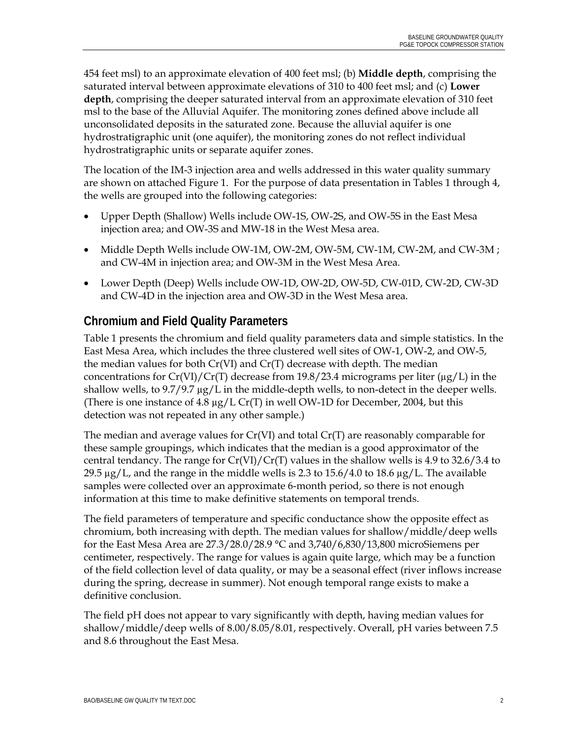454 feet msl) to an approximate elevation of 400 feet msl; (b) **Middle depth**, comprising the saturated interval between approximate elevations of 310 to 400 feet msl; and (c) **Lower depth**, comprising the deeper saturated interval from an approximate elevation of 310 feet msl to the base of the Alluvial Aquifer. The monitoring zones defined above include all unconsolidated deposits in the saturated zone. Because the alluvial aquifer is one hydrostratigraphic unit (one aquifer), the monitoring zones do not reflect individual hydrostratigraphic units or separate aquifer zones.

The location of the IM-3 injection area and wells addressed in this water quality summary are shown on attached Figure 1. For the purpose of data presentation in Tables 1 through 4, the wells are grouped into the following categories:

- Upper Depth (Shallow) Wells include OW-1S, OW-2S, and OW-5S in the East Mesa injection area; and OW-3S and MW-18 in the West Mesa area.
- Middle Depth Wells include OW-1M, OW-2M, OW-5M, CW-1M, CW-2M, and CW-3M ; and CW-4M in injection area; and OW-3M in the West Mesa Area.
- Lower Depth (Deep) Wells include OW-1D, OW-2D, OW-5D, CW-01D, CW-2D, CW-3D and CW-4D in the injection area and OW-3D in the West Mesa area.

## Chromium and Field Quality Parameters

Table 1 presents the chromium and field quality parameters data and simple statistics. In the East Mesa Area, which includes the three clustered well sites of OW-1, OW-2, and OW-5, the median values for both Cr(VI) and Cr(T) decrease with depth. The median concentrations for Cr(VI)/Cr(T) decrease from 19.8/23.4 micrograms per liter (µg/L) in the shallow wells, to 9.7/9.7 µg/L in the middle-depth wells, to non-detect in the deeper wells. (There is one instance of 4.8 µg/L Cr(T) in well OW-1D for December, 2004, but this detection was not repeated in any other sample.)

The median and average values for Cr(VI) and total Cr(T) are reasonably comparable for these sample groupings, which indicates that the median is a good approximator of the central tendancy. The range for Cr(VI)/Cr(T) values in the shallow wells is 4.9 to 32.6/3.4 to 29.5 µg/L, and the range in the middle wells is 2.3 to 15.6/4.0 to 18.6 µg/L. The available samples were collected over an approximate 6-month period, so there is not enough information at this time to make definitive statements on temporal trends.

The field parameters of temperature and specific conductance show the opposite effect as chromium, both increasing with depth. The median values for shallow/middle/deep wells for the East Mesa Area are 27.3/28.0/28.9 °C and 3,740/6,830/13,800 microSiemens per centimeter, respectively. The range for values is again quite large, which may be a function of the field collection level of data quality, or may be a seasonal effect (river inflows increase during the spring, decrease in summer). Not enough temporal range exists to make a definitive conclusion.

The field pH does not appear to vary significantly with depth, having median values for shallow/middle/deep wells of 8.00/8.05/8.01, respectively. Overall, pH varies between 7.5 and 8.6 throughout the East Mesa.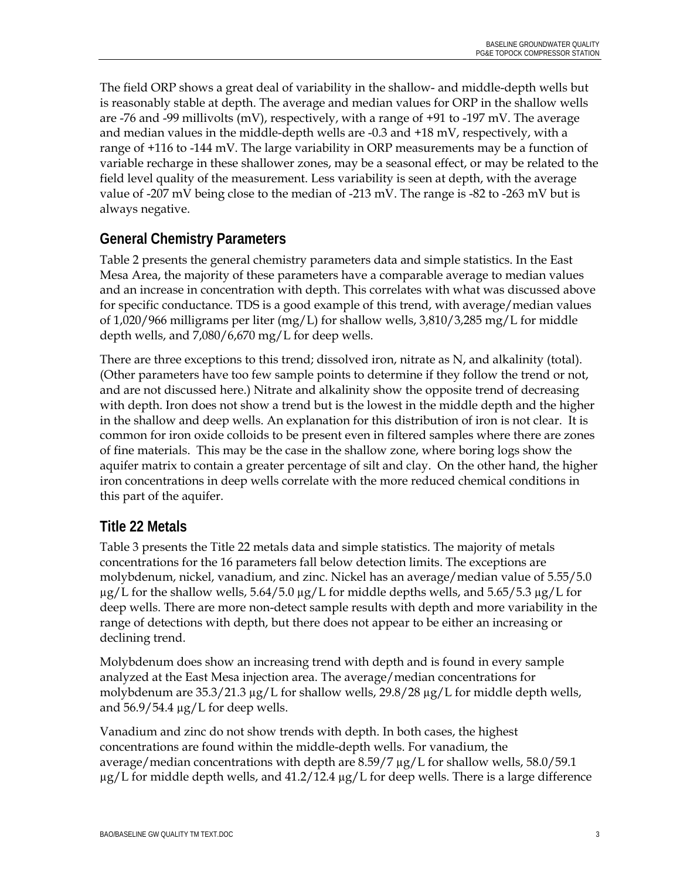The field ORP shows a great deal of variability in the shallow- and middle-depth wells but is reasonably stable at depth. The average and median values for ORP in the shallow wells are -76 and -99 millivolts (mV), respectively, with a range of +91 to -197 mV. The average and median values in the middle-depth wells are -0.3 and +18 mV, respectively, with a range of +116 to -144 mV. The large variability in ORP measurements may be a function of variable recharge in these shallower zones, may be a seasonal effect, or may be related to the field level quality of the measurement. Less variability is seen at depth, with the average value of -207 mV being close to the median of -213 mV. The range is -82 to -263 mV but is always negative.

## General Chemistry Parameters

Table 2 presents the general chemistry parameters data and simple statistics. In the East Mesa Area, the majority of these parameters have a comparable average to median values and an increase in concentration with depth. This correlates with what was discussed above for specific conductance. TDS is a good example of this trend, with average/median values of 1,020/966 milligrams per liter (mg/L) for shallow wells, 3,810/3,285 mg/L for middle depth wells, and 7,080/6,670 mg/L for deep wells.

There are three exceptions to this trend; dissolved iron, nitrate as N, and alkalinity (total). (Other parameters have too few sample points to determine if they follow the trend or not, and are not discussed here.) Nitrate and alkalinity show the opposite trend of decreasing with depth. Iron does not show a trend but is the lowest in the middle depth and the higher in the shallow and deep wells. An explanation for this distribution of iron is not clear. It is common for iron oxide colloids to be present even in filtered samples where there are zones of fine materials. This may be the case in the shallow zone, where boring logs show the aquifer matrix to contain a greater percentage of silt and clay. On the other hand, the higher iron concentrations in deep wells correlate with the more reduced chemical conditions in this part of the aquifer.

## Title 22 Metals

Table 3 presents the Title 22 metals data and simple statistics. The majority of metals concentrations for the 16 parameters fall below detection limits. The exceptions are molybdenum, nickel, vanadium, and zinc. Nickel has an average/median value of 5.55/5.0 µg/L for the shallow wells, 5.64/5.0 µg/L for middle depths wells, and 5.65/5.3 µg/L for deep wells. There are more non-detect sample results with depth and more variability in the range of detections with depth, but there does not appear to be either an increasing or declining trend.

Molybdenum does show an increasing trend with depth and is found in every sample analyzed at the East Mesa injection area. The average/median concentrations for molybdenum are 35.3/21.3 µg/L for shallow wells, 29.8/28 µg/L for middle depth wells, and 56.9/54.4 µg/L for deep wells.

Vanadium and zinc do not show trends with depth. In both cases, the highest concentrations are found within the middle-depth wells. For vanadium, the average/median concentrations with depth are 8.59/7 µg/L for shallow wells, 58.0/59.1 µg/L for middle depth wells, and 41.2/12.4 µg/L for deep wells. There is a large difference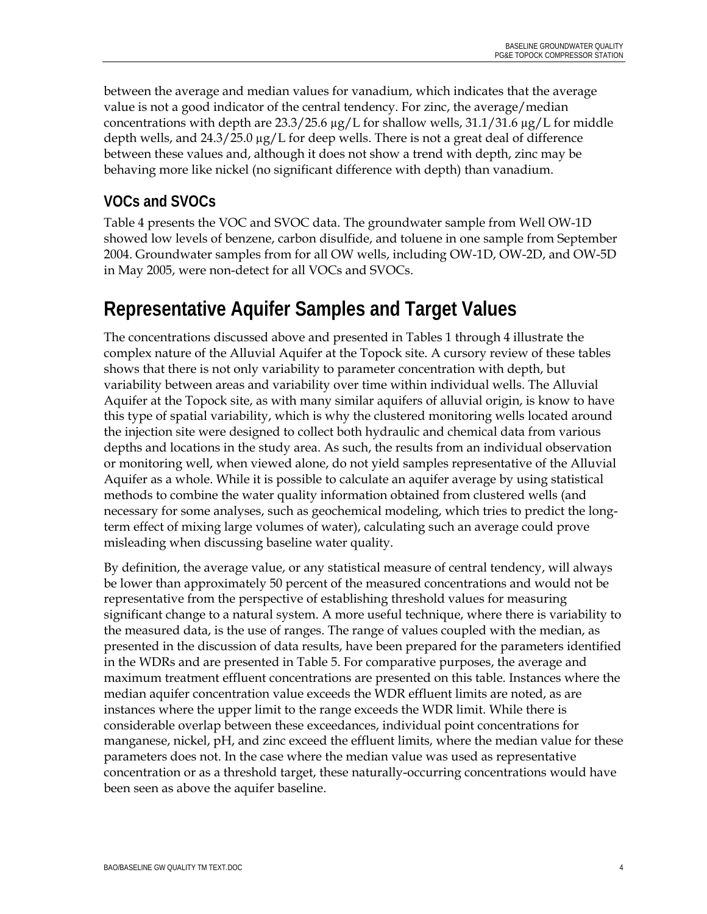between the average and median values for vanadium, which indicates that the average value is not a good indicator of the central tendency. For zinc, the average/median concentrations with depth are 23.3/25.6 µg/L for shallow wells, 31.1/31.6 µg/L for middle depth wells, and 24.3/25.0 µg/L for deep wells. There is not a great deal of difference between these values and, although it does not show a trend with depth, zinc may be behaving more like nickel (no significant difference with depth) than vanadium.

### VOCs and SVOCs

Table 4 presents the VOC and SVOC data. The groundwater sample from Well OW-1D showed low levels of benzene, carbon disulfide, and toluene in one sample from September 2004. Groundwater samples from for all OW wells, including OW-1D, OW-2D, and OW-5D in May 2005, were non-detect for all VOCs and SVOCs.

## Representative Aquifer Samples and Target Values

The concentrations discussed above and presented in Tables 1 through 4 illustrate the complex nature of the Alluvial Aquifer at the Topock site. A cursory review of these tables shows that there is not only variability to parameter concentration with depth, but variability between areas and variability over time within individual wells. The Alluvial Aquifer at the Topock site, as with many similar aquifers of alluvial origin, is know to have this type of spatial variability, which is why the clustered monitoring wells located around the injection site were designed to collect both hydraulic and chemical data from various depths and locations in the study area. As such, the results from an individual observation or monitoring well, when viewed alone, do not yield samples representative of the Alluvial Aquifer as a whole. While it is possible to calculate an aquifer average by using statistical methods to combine the water quality information obtained from clustered wells (and necessary for some analyses, such as geochemical modeling, which tries to predict the long-term effect of mixing large volumes of water), calculating such an average could prove misleading when discussing baseline water quality.

By definition, the average value, or any statistical measure of central tendency, will always be lower than approximately 50 percent of the measured concentrations and would not be representative from the perspective of establishing threshold values for measuring significant change to a natural system. A more useful technique, where there is variability to the measured data, is the use of ranges. The range of values coupled with the median, as presented in the discussion of data results, have been prepared for the parameters identified in the WDRs and are presented in Table 5. For comparative purposes, the average and maximum treatment effluent concentrations are presented on this table. Instances where the median aquifer concentration value exceeds the WDR effluent limits are noted, as are instances where the upper limit to the range exceeds the WDR limit. While there is considerable overlap between these exceedances, individual point concentrations for manganese, nickel, pH, and zinc exceed the effluent limits, where the median value for these parameters does not. In the case where the median value was used as representative concentration or as a threshold target, these naturally-occurring concentrations would have been seen as above the aquifer baseline.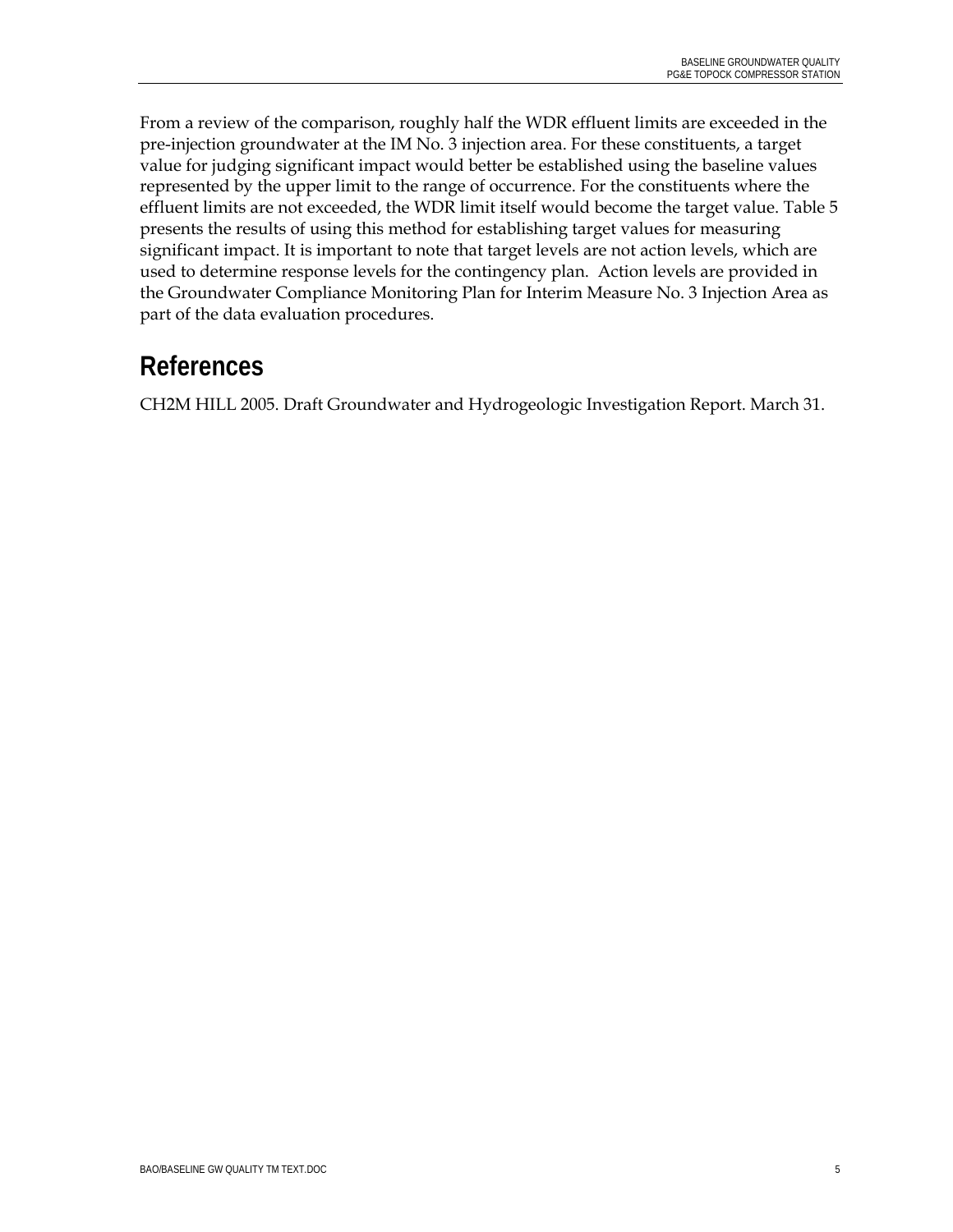From a review of the comparison, roughly half the WDR effluent limits are exceeded in the pre-injection groundwater at the IM No. 3 injection area. For these constituents, a target value for judging significant impact would better be established using the baseline values represented by the upper limit to the range of occurrence. For the constituents where the effluent limits are not exceeded, the WDR limit itself would become the target value. Table 5 presents the results of using this method for establishing target values for measuring significant impact. It is important to note that target levels are not action levels, which are used to determine response levels for the contingency plan. Action levels are provided in the Groundwater Compliance Monitoring Plan for Interim Measure No. 3 Injection Area as part of the data evaluation procedures.

## References

CH2M HILL 2005. Draft Groundwater and Hydrogeologic Investigation Report. March 31.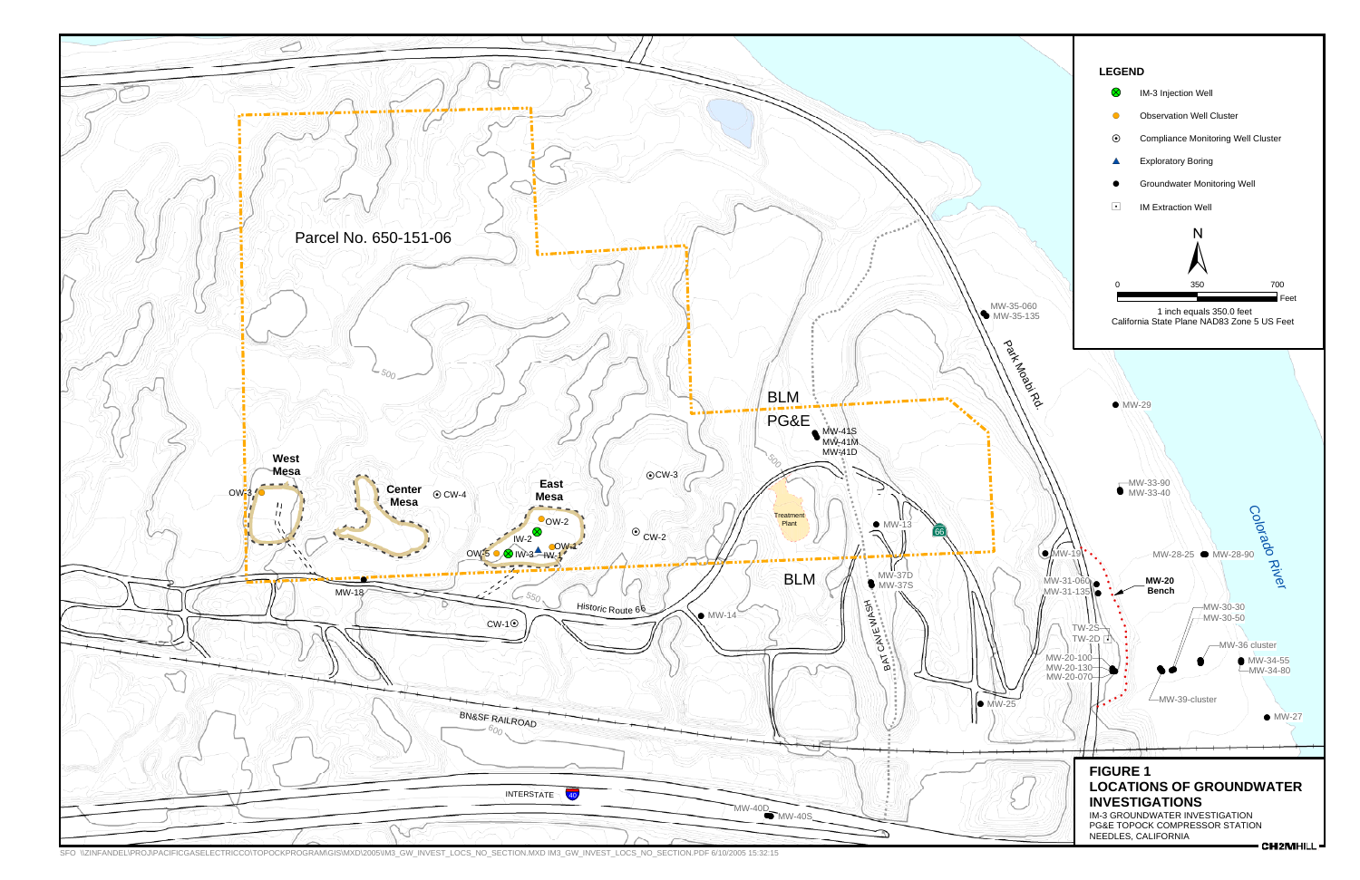## LEGEND

- IM-3 Injection Well
- Observation Well Cluster
- Compliance Monitoring Well Cluster
- Exploratory Boring
- Groundwater Monitoring Well
- IM Extraction Well

N

0 350 700 Feet

1 inch equals 350.0 feet
California State Plane NAD83 Zone 5 US Feet

Parcel No. 650-151-06

West Mesa

Center Mesa

East Mesa

OW-3 CW-4 CW-3 OW-2 IW-2 OW-1 OW-5 IW-3 IW-1 CW-2 CW-1 MW-18

Historic Route 66

MW-14

BLM

PG&E

MW-41S MW-41M MW-41D

Treatment Plant

MW-13

MW-37D MW-37S

BLM

BAT CAVE WASH

MW-35-060 MW-35-135

Park Moabi Rd.

MW-29

MW-33-90 MW-33-40

Colorado River

MW-19

MW-28-25 MW-28-90

MW-31-060 MW-31-135

**MW-20 Bench**

MW-30-30 MW-30-50

TW-2S TW-2D

MW-36 cluster

MW-20-100 MW-20-130 MW-20-070

MW-34-55 MW-34-80

MW-39-cluster

MW-25

MW-27

BN&SF RAILROAD

INTERSTATE 40

MW-40D MW-40S

500 550 600

## FIGURE 1
## LOCATIONS OF GROUNDWATER INVESTIGATIONS

IM-3 GROUNDWATER INVESTIGATION
PG&E TOPOCK COMPRESSOR STATION
NEEDLES, CALIFORNIA

CH2MHILL

SFO \\ZINFANDEL\PROJ\PACIFICGASELECTRICCO\TOPOCKPROGRAM\GIS\MXD\2005\IM3_GW_INVEST_LOCS_NO_SECTION.MXD IM3_GW_INVEST_LOCS_NO_SECTION.PDF 6/10/2005 15:32:15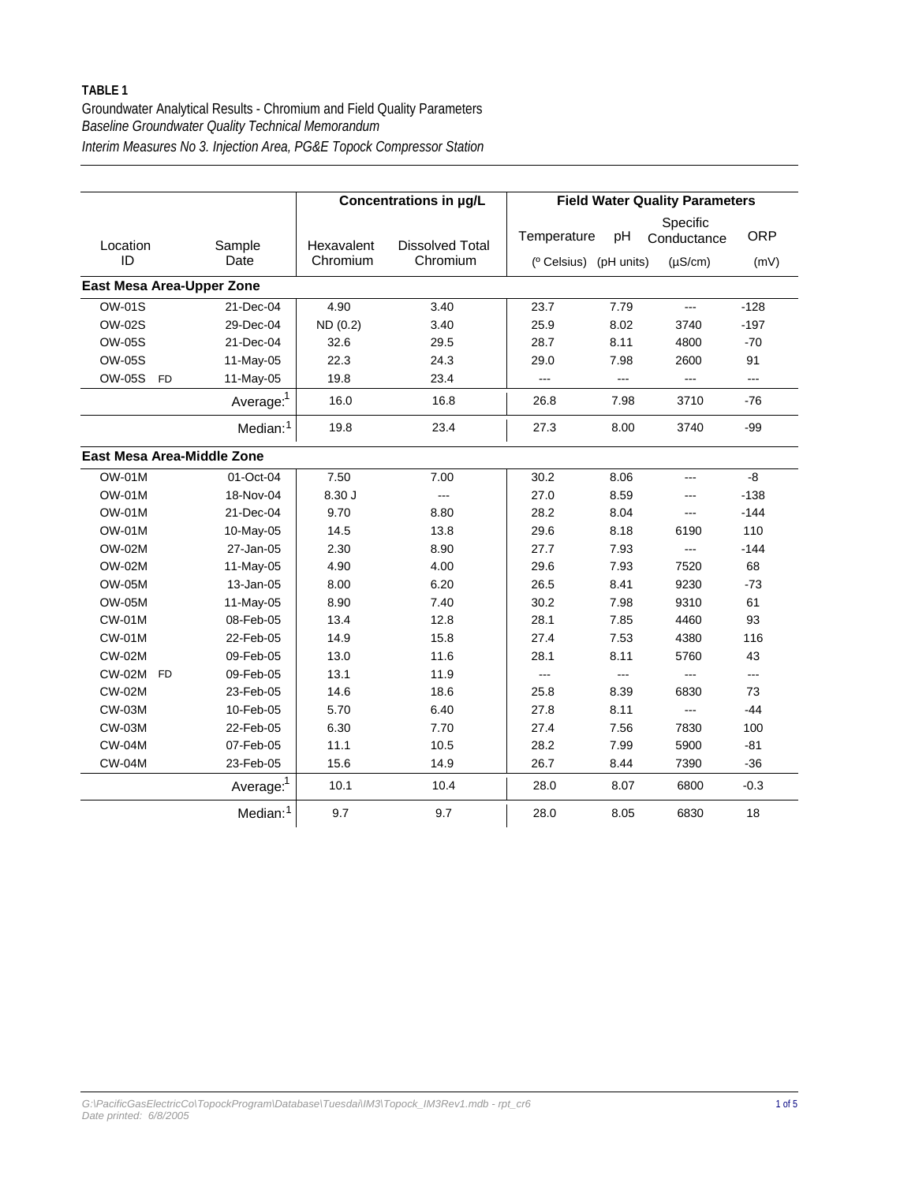**TABLE 1**

Groundwater Analytical Results - Chromium and Field Quality Parameters

*Baseline Groundwater Quality Technical Memorandum*

*Interim Measures No 3. Injection Area, PG&E Topock Compressor Station*

| Location ID | Sample Date | Concentrations in µg/L | | Field Water Quality Parameters | | | |
|---|---|---|---|---|---|---|---|
| | | Hexavalent Chromium | Dissolved Total Chromium | Temperature (º Celsius) | pH (pH units) | Specific Conductance (µS/cm) | ORP (mV) |
| **East Mesa Area-Upper Zone** | | | | | | | |
| OW-01S | 21-Dec-04 | 4.90 | 3.40 | 23.7 | 7.79 | --- | -128 |
| OW-02S | 29-Dec-04 | ND (0.2) | 3.40 | 25.9 | 8.02 | 3740 | -197 |
| OW-05S | 21-Dec-04 | 32.6 | 29.5 | 28.7 | 8.11 | 4800 | -70 |
| OW-05S | 11-May-05 | 22.3 | 24.3 | 29.0 | 7.98 | 2600 | 91 |
| OW-05S FD | 11-May-05 | 19.8 | 23.4 | --- | --- | --- | --- |
| | Average:[1] | 16.0 | 16.8 | 26.8 | 7.98 | 3710 | -76 |
| | Median:[1] | 19.8 | 23.4 | 27.3 | 8.00 | 3740 | -99 |
| **East Mesa Area-Middle Zone** | | | | | | | |
| OW-01M | 01-Oct-04 | 7.50 | 7.00 | 30.2 | 8.06 | --- | -8 |
| OW-01M | 18-Nov-04 | 8.30 J | --- | 27.0 | 8.59 | --- | -138 |
| OW-01M | 21-Dec-04 | 9.70 | 8.80 | 28.2 | 8.04 | --- | -144 |
| OW-01M | 10-May-05 | 14.5 | 13.8 | 29.6 | 8.18 | 6190 | 110 |
| OW-02M | 27-Jan-05 | 2.30 | 8.90 | 27.7 | 7.93 | --- | -144 |
| OW-02M | 11-May-05 | 4.90 | 4.00 | 29.6 | 7.93 | 7520 | 68 |
| OW-05M | 13-Jan-05 | 8.00 | 6.20 | 26.5 | 8.41 | 9230 | -73 |
| OW-05M | 11-May-05 | 8.90 | 7.40 | 30.2 | 7.98 | 9310 | 61 |
| CW-01M | 08-Feb-05 | 13.4 | 12.8 | 28.1 | 7.85 | 4460 | 93 |
| CW-01M | 22-Feb-05 | 14.9 | 15.8 | 27.4 | 7.53 | 4380 | 116 |
| CW-02M | 09-Feb-05 | 13.0 | 11.6 | 28.1 | 8.11 | 5760 | 43 |
| CW-02M FD | 09-Feb-05 | 13.1 | 11.9 | --- | --- | --- | --- |
| CW-02M | 23-Feb-05 | 14.6 | 18.6 | 25.8 | 8.39 | 6830 | 73 |
| CW-03M | 10-Feb-05 | 5.70 | 6.40 | 27.8 | 8.11 | --- | -44 |
| CW-03M | 22-Feb-05 | 6.30 | 7.70 | 27.4 | 7.56 | 7830 | 100 |
| CW-04M | 07-Feb-05 | 11.1 | 10.5 | 28.2 | 7.99 | 5900 | -81 |
| CW-04M | 23-Feb-05 | 15.6 | 14.9 | 26.7 | 8.44 | 7390 | -36 |
| | Average:[1] | 10.1 | 10.4 | 28.0 | 8.07 | 6800 | -0.3 |
| | Median:[1] | 9.7 | 9.7 | 28.0 | 8.05 | 6830 | 18 |

*G:\PacificGasElectricCo\TopockProgram\Database\Tuesdai\IM3\Topock_IM3Rev1.mdb - rpt_cr6*
*Date printed: 6/8/2005*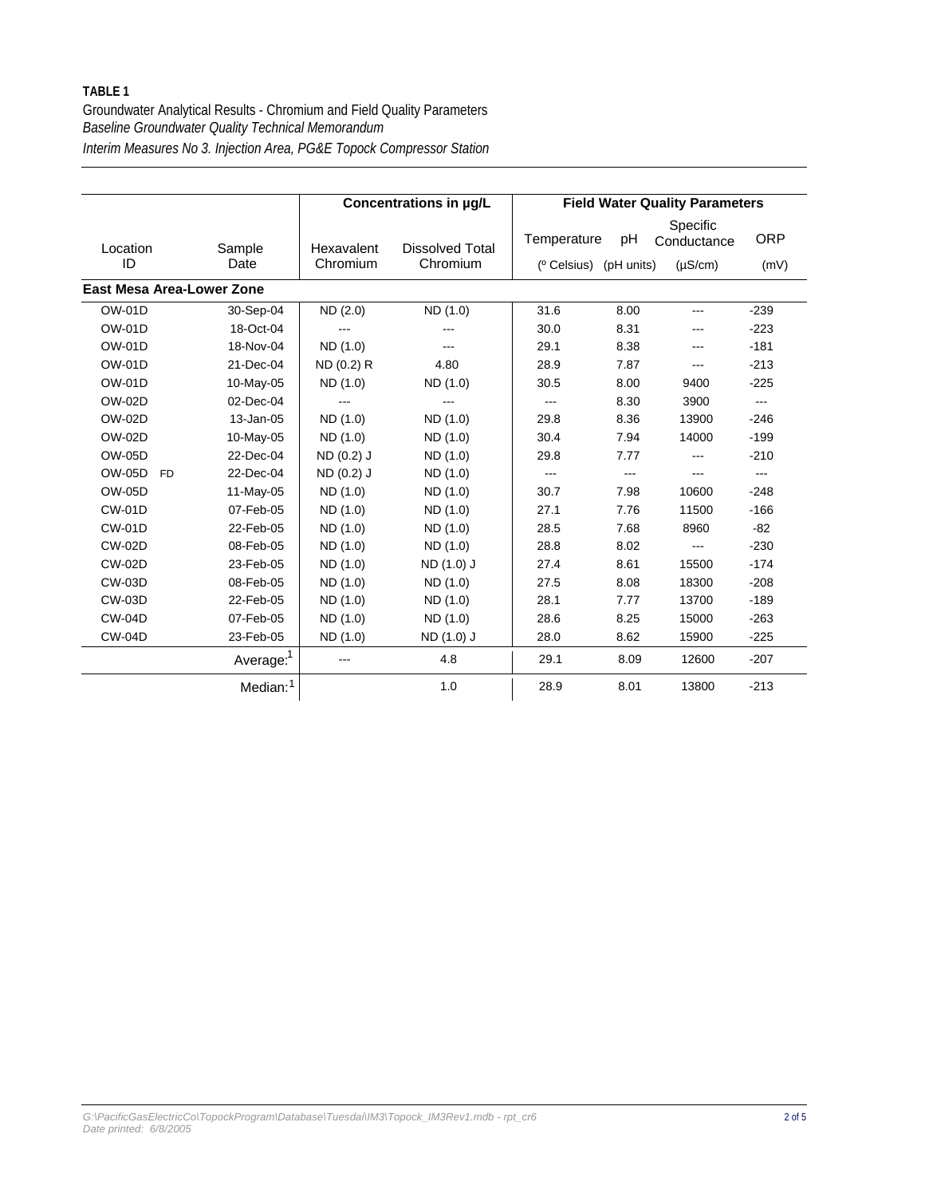**TABLE 1**

Groundwater Analytical Results - Chromium and Field Quality Parameters

*Baseline Groundwater Quality Technical Memorandum*

*Interim Measures No 3. Injection Area, PG&E Topock Compressor Station*

| Location ID | Sample Date | Concentrations in µg/L | | Field Water Quality Parameters | | | |
|---|---|---|---|---|---|---|---|
| | | Hexavalent Chromium | Dissolved Total Chromium | Temperature (º Celsius) | pH (pH units) | Specific Conductance (µS/cm) | ORP (mV) |
| **East Mesa Area-Lower Zone** | | | | | | | |
| OW-01D | 30-Sep-04 | ND (2.0) | ND (1.0) | 31.6 | 8.00 | --- | -239 |
| OW-01D | 18-Oct-04 | --- | --- | 30.0 | 8.31 | --- | -223 |
| OW-01D | 18-Nov-04 | ND (1.0) | --- | 29.1 | 8.38 | --- | -181 |
| OW-01D | 21-Dec-04 | ND (0.2) R | 4.80 | 28.9 | 7.87 | --- | -213 |
| OW-01D | 10-May-05 | ND (1.0) | ND (1.0) | 30.5 | 8.00 | 9400 | -225 |
| OW-02D | 02-Dec-04 | --- | --- | --- | 8.30 | 3900 | --- |
| OW-02D | 13-Jan-05 | ND (1.0) | ND (1.0) | 29.8 | 8.36 | 13900 | -246 |
| OW-02D | 10-May-05 | ND (1.0) | ND (1.0) | 30.4 | 7.94 | 14000 | -199 |
| OW-05D | 22-Dec-04 | ND (0.2) J | ND (1.0) | 29.8 | 7.77 | --- | -210 |
| OW-05D FD | 22-Dec-04 | ND (0.2) J | ND (1.0) | --- | --- | --- | --- |
| OW-05D | 11-May-05 | ND (1.0) | ND (1.0) | 30.7 | 7.98 | 10600 | -248 |
| CW-01D | 07-Feb-05 | ND (1.0) | ND (1.0) | 27.1 | 7.76 | 11500 | -166 |
| CW-01D | 22-Feb-05 | ND (1.0) | ND (1.0) | 28.5 | 7.68 | 8960 | -82 |
| CW-02D | 08-Feb-05 | ND (1.0) | ND (1.0) | 28.8 | 8.02 | --- | -230 |
| CW-02D | 23-Feb-05 | ND (1.0) | ND (1.0) J | 27.4 | 8.61 | 15500 | -174 |
| CW-03D | 08-Feb-05 | ND (1.0) | ND (1.0) | 27.5 | 8.08 | 18300 | -208 |
| CW-03D | 22-Feb-05 | ND (1.0) | ND (1.0) | 28.1 | 7.77 | 13700 | -189 |
| CW-04D | 07-Feb-05 | ND (1.0) | ND (1.0) | 28.6 | 8.25 | 15000 | -263 |
| CW-04D | 23-Feb-05 | ND (1.0) | ND (1.0) J | 28.0 | 8.62 | 15900 | -225 |
| | Average:[1] | --- | 4.8 | 29.1 | 8.09 | 12600 | -207 |
| | Median:[1] | | 1.0 | 28.9 | 8.01 | 13800 | -213 |

G:\PacificGasElectricCo\TopockProgram\Database\Tuesdai\IM3\Topock_IM3Rev1.mdb - rpt_cr6
Date printed: 6/8/2005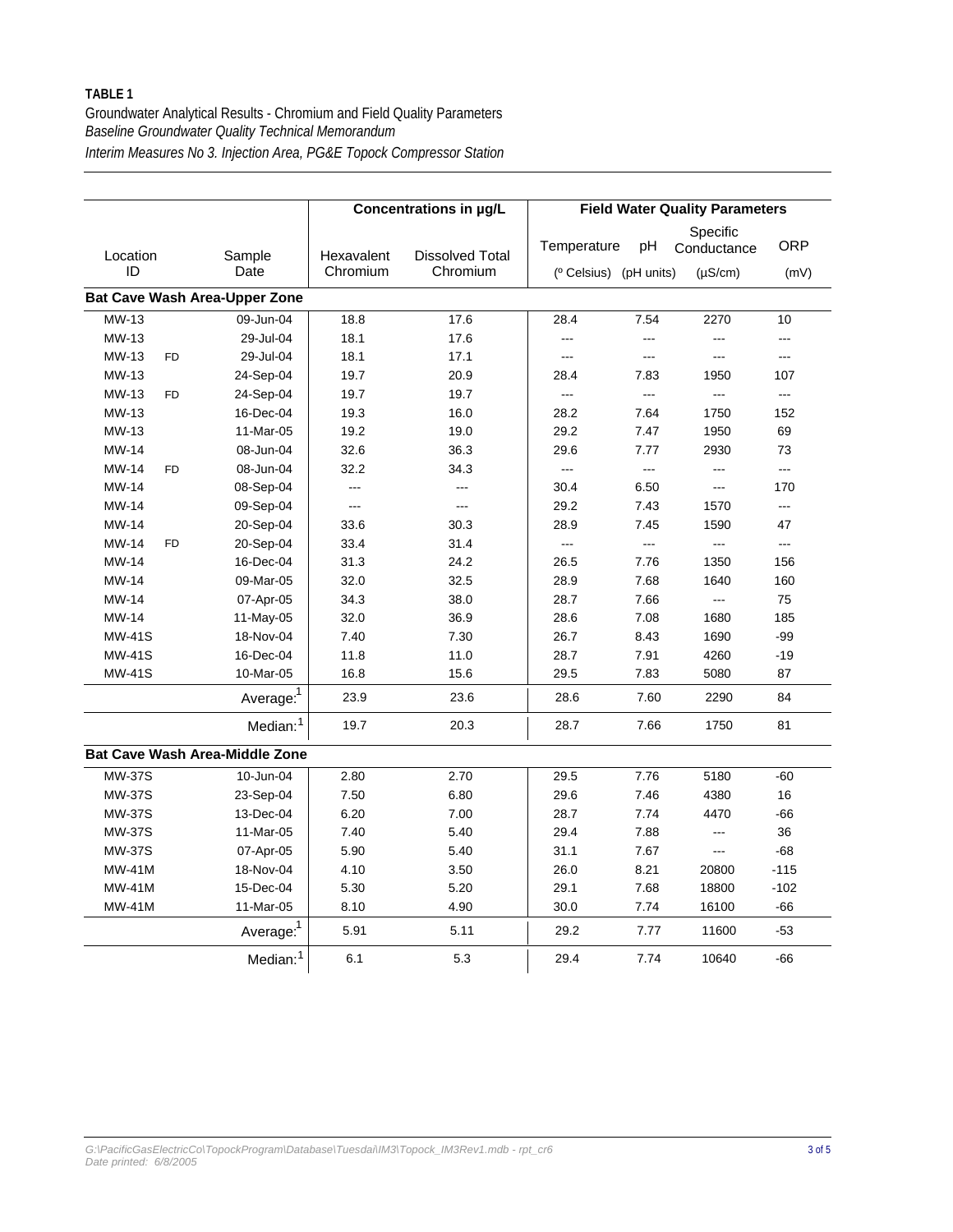**TABLE 1**

Groundwater Analytical Results - Chromium and Field Quality Parameters

*Baseline Groundwater Quality Technical Memorandum*

*Interim Measures No 3. Injection Area, PG&E Topock Compressor Station*

| Location ID | | Sample Date | Concentrations in µg/L | | Field Water Quality Parameters | | | |
|---|---|---|---|---|---|---|---|---|
| | | | Hexavalent Chromium | Dissolved Total Chromium | Temperature (º Celsius) | pH (pH units) | Specific Conductance (µS/cm) | ORP (mV) |
| **Bat Cave Wash Area-Upper Zone** | | | | | | | | |
| MW-13 | | 09-Jun-04 | 18.8 | 17.6 | 28.4 | 7.54 | 2270 | 10 |
| MW-13 | | 29-Jul-04 | 18.1 | 17.6 | --- | --- | --- | --- |
| MW-13 | FD | 29-Jul-04 | 18.1 | 17.1 | --- | --- | --- | --- |
| MW-13 | | 24-Sep-04 | 19.7 | 20.9 | 28.4 | 7.83 | 1950 | 107 |
| MW-13 | FD | 24-Sep-04 | 19.7 | 19.7 | --- | --- | --- | --- |
| MW-13 | | 16-Dec-04 | 19.3 | 16.0 | 28.2 | 7.64 | 1750 | 152 |
| MW-13 | | 11-Mar-05 | 19.2 | 19.0 | 29.2 | 7.47 | 1950 | 69 |
| MW-14 | | 08-Jun-04 | 32.6 | 36.3 | 29.6 | 7.77 | 2930 | 73 |
| MW-14 | FD | 08-Jun-04 | 32.2 | 34.3 | --- | --- | --- | --- |
| MW-14 | | 08-Sep-04 | --- | --- | 30.4 | 6.50 | --- | 170 |
| MW-14 | | 09-Sep-04 | --- | --- | 29.2 | 7.43 | 1570 | --- |
| MW-14 | | 20-Sep-04 | 33.6 | 30.3 | 28.9 | 7.45 | 1590 | 47 |
| MW-14 | FD | 20-Sep-04 | 33.4 | 31.4 | --- | --- | --- | --- |
| MW-14 | | 16-Dec-04 | 31.3 | 24.2 | 26.5 | 7.76 | 1350 | 156 |
| MW-14 | | 09-Mar-05 | 32.0 | 32.5 | 28.9 | 7.68 | 1640 | 160 |
| MW-14 | | 07-Apr-05 | 34.3 | 38.0 | 28.7 | 7.66 | --- | 75 |
| MW-14 | | 11-May-05 | 32.0 | 36.9 | 28.6 | 7.08 | 1680 | 185 |
| MW-41S | | 18-Nov-04 | 7.40 | 7.30 | 26.7 | 8.43 | 1690 | -99 |
| MW-41S | | 16-Dec-04 | 11.8 | 11.0 | 28.7 | 7.91 | 4260 | -19 |
| MW-41S | | 10-Mar-05 | 16.8 | 15.6 | 29.5 | 7.83 | 5080 | 87 |
| | | Average:[1] | 23.9 | 23.6 | 28.6 | 7.60 | 2290 | 84 |
| | | Median:[1] | 19.7 | 20.3 | 28.7 | 7.66 | 1750 | 81 |
| **Bat Cave Wash Area-Middle Zone** | | | | | | | | |
| MW-37S | | 10-Jun-04 | 2.80 | 2.70 | 29.5 | 7.76 | 5180 | -60 |
| MW-37S | | 23-Sep-04 | 7.50 | 6.80 | 29.6 | 7.46 | 4380 | 16 |
| MW-37S | | 13-Dec-04 | 6.20 | 7.00 | 28.7 | 7.74 | 4470 | -66 |
| MW-37S | | 11-Mar-05 | 7.40 | 5.40 | 29.4 | 7.88 | --- | 36 |
| MW-37S | | 07-Apr-05 | 5.90 | 5.40 | 31.1 | 7.67 | --- | -68 |
| MW-41M | | 18-Nov-04 | 4.10 | 3.50 | 26.0 | 8.21 | 20800 | -115 |
| MW-41M | | 15-Dec-04 | 5.30 | 5.20 | 29.1 | 7.68 | 18800 | -102 |
| MW-41M | | 11-Mar-05 | 8.10 | 4.90 | 30.0 | 7.74 | 16100 | -66 |
| | | Average:[1] | 5.91 | 5.11 | 29.2 | 7.77 | 11600 | -53 |
| | | Median:[1] | 6.1 | 5.3 | 29.4 | 7.74 | 10640 | -66 |

*G:\PacificGasElectricCo\TopockProgram\Database\Tuesdai\IM3\Topock_IM3Rev1.mdb - rpt_cr6*
*Date printed: 6/8/2005*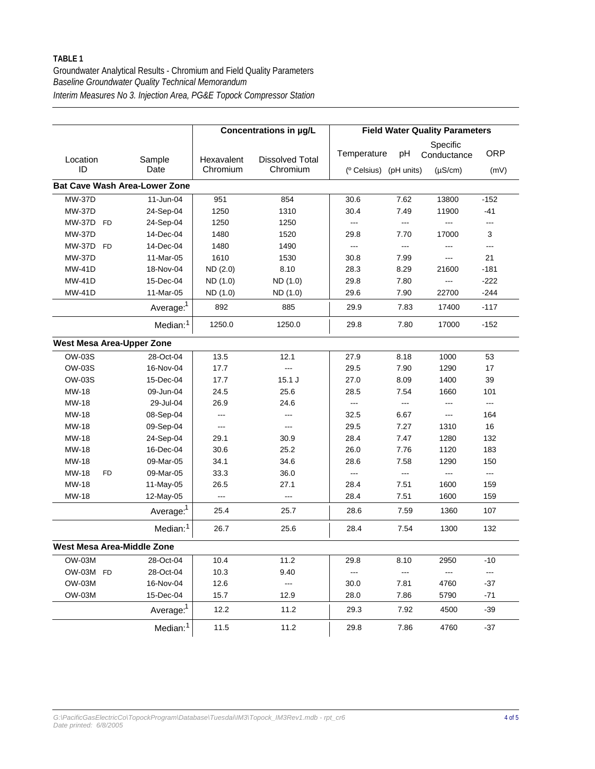**TABLE 1**

Groundwater Analytical Results - Chromium and Field Quality Parameters

*Baseline Groundwater Quality Technical Memorandum*

*Interim Measures No 3. Injection Area, PG&E Topock Compressor Station*

| Location ID | | Sample Date | Hexavalent Chromium (Concentrations in µg/L) | Dissolved Total Chromium (Concentrations in µg/L) | Temperature (º Celsius) | pH (pH units) | Specific Conductance (µS/cm) | ORP (mV) |
|---|---|---|---|---|---|---|---|---|
| **Bat Cave Wash Area-Lower Zone** | | | | | | | | |
| MW-37D | | 11-Jun-04 | 951 | 854 | 30.6 | 7.62 | 13800 | -152 |
| MW-37D | | 24-Sep-04 | 1250 | 1310 | 30.4 | 7.49 | 11900 | -41 |
| MW-37D | FD | 24-Sep-04 | 1250 | 1250 | --- | --- | --- | --- |
| MW-37D | | 14-Dec-04 | 1480 | 1520 | 29.8 | 7.70 | 17000 | 3 |
| MW-37D | FD | 14-Dec-04 | 1480 | 1490 | --- | --- | --- | --- |
| MW-37D | | 11-Mar-05 | 1610 | 1530 | 30.8 | 7.99 | --- | 21 |
| MW-41D | | 18-Nov-04 | ND (2.0) | 8.10 | 28.3 | 8.29 | 21600 | -181 |
| MW-41D | | 15-Dec-04 | ND (1.0) | ND (1.0) | 29.8 | 7.80 | --- | -222 |
| MW-41D | | 11-Mar-05 | ND (1.0) | ND (1.0) | 29.6 | 7.90 | 22700 | -244 |
| | | Average:[1] | 892 | 885 | 29.9 | 7.83 | 17400 | -117 |
| | | Median:[1] | 1250.0 | 1250.0 | 29.8 | 7.80 | 17000 | -152 |
| **West Mesa Area-Upper Zone** | | | | | | | | |
| OW-03S | | 28-Oct-04 | 13.5 | 12.1 | 27.9 | 8.18 | 1000 | 53 |
| OW-03S | | 16-Nov-04 | 17.7 | --- | 29.5 | 7.90 | 1290 | 17 |
| OW-03S | | 15-Dec-04 | 17.7 | 15.1 J | 27.0 | 8.09 | 1400 | 39 |
| MW-18 | | 09-Jun-04 | 24.5 | 25.6 | 28.5 | 7.54 | 1660 | 101 |
| MW-18 | | 29-Jul-04 | 26.9 | 24.6 | --- | --- | --- | --- |
| MW-18 | | 08-Sep-04 | --- | --- | 32.5 | 6.67 | --- | 164 |
| MW-18 | | 09-Sep-04 | --- | --- | 29.5 | 7.27 | 1310 | 16 |
| MW-18 | | 24-Sep-04 | 29.1 | 30.9 | 28.4 | 7.47 | 1280 | 132 |
| MW-18 | | 16-Dec-04 | 30.6 | 25.2 | 26.0 | 7.76 | 1120 | 183 |
| MW-18 | | 09-Mar-05 | 34.1 | 34.6 | 28.6 | 7.58 | 1290 | 150 |
| MW-18 | FD | 09-Mar-05 | 33.3 | 36.0 | --- | --- | --- | --- |
| MW-18 | | 11-May-05 | 26.5 | 27.1 | 28.4 | 7.51 | 1600 | 159 |
| MW-18 | | 12-May-05 | --- | --- | 28.4 | 7.51 | 1600 | 159 |
| | | Average:[1] | 25.4 | 25.7 | 28.6 | 7.59 | 1360 | 107 |
| | | Median:[1] | 26.7 | 25.6 | 28.4 | 7.54 | 1300 | 132 |
| **West Mesa Area-Middle Zone** | | | | | | | | |
| OW-03M | | 28-Oct-04 | 10.4 | 11.2 | 29.8 | 8.10 | 2950 | -10 |
| OW-03M | FD | 28-Oct-04 | 10.3 | 9.40 | --- | --- | --- | --- |
| OW-03M | | 16-Nov-04 | 12.6 | --- | 30.0 | 7.81 | 4760 | -37 |
| OW-03M | | 15-Dec-04 | 15.7 | 12.9 | 28.0 | 7.86 | 5790 | -71 |
| | | Average:[1] | 12.2 | 11.2 | 29.3 | 7.92 | 4500 | -39 |
| | | Median:[1] | 11.5 | 11.2 | 29.8 | 7.86 | 4760 | -37 |

*G:\PacificGasElectricCo\TopockProgram\Database\Tuesdai\IM3\Topock_IM3Rev1.mdb - rpt_cr6*
*Date printed: 6/8/2005*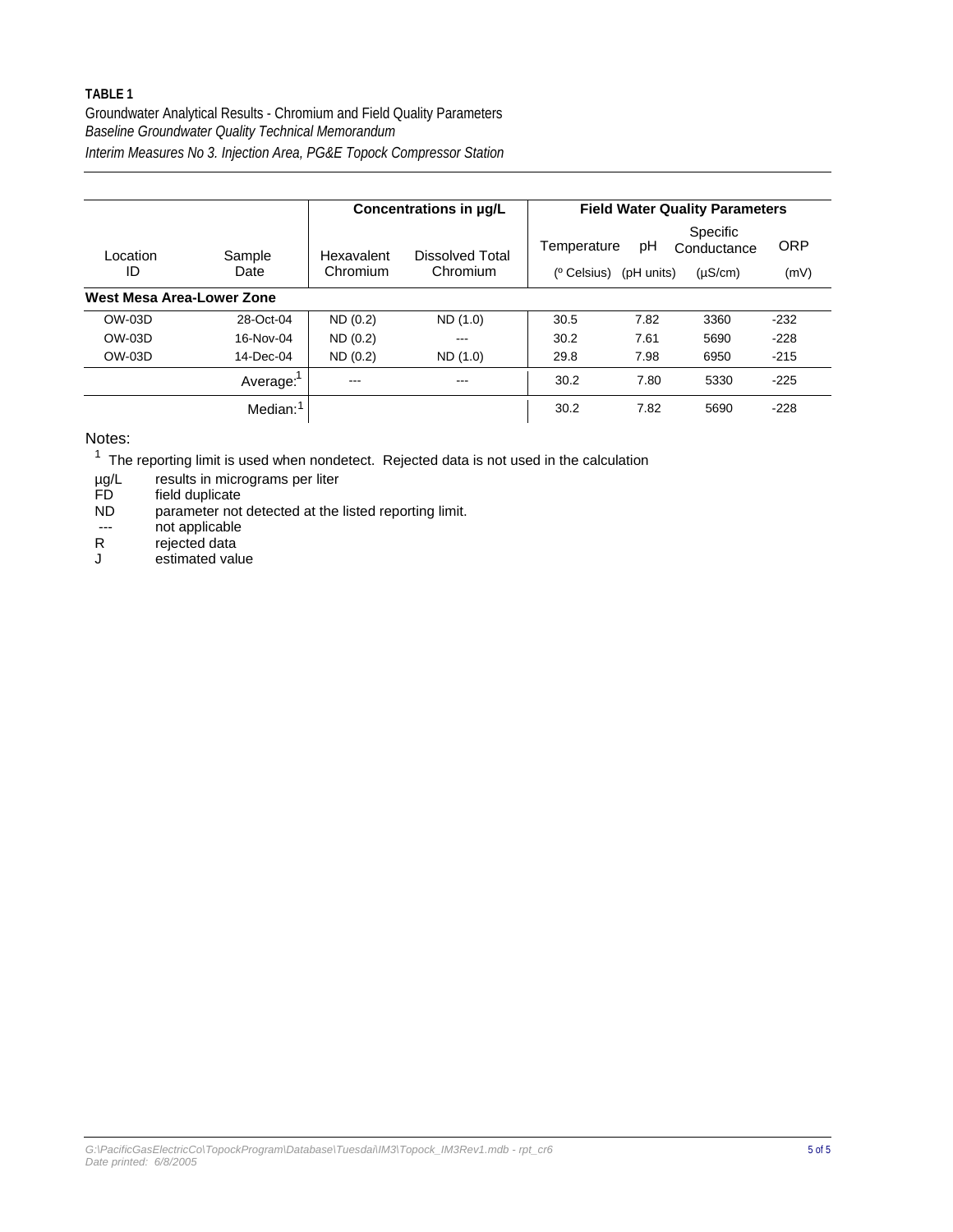**TABLE 1**

Groundwater Analytical Results - Chromium and Field Quality Parameters

*Baseline Groundwater Quality Technical Memorandum*

*Interim Measures No 3. Injection Area, PG&E Topock Compressor Station*

| | | Concentrations in µg/L | | Field Water Quality Parameters | | | |
|---|---|---|---|---|---|---|---|
| Location ID | Sample Date | Hexavalent Chromium | Dissolved Total Chromium | Temperature (º Celsius) | pH (pH units) | Specific Conductance (µS/cm) | ORP (mV) |
| **West Mesa Area-Lower Zone** | | | | | | | |
| OW-03D | 28-Oct-04 | ND (0.2) | ND (1.0) | 30.5 | 7.82 | 3360 | -232 |
| OW-03D | 16-Nov-04 | ND (0.2) | --- | 30.2 | 7.61 | 5690 | -228 |
| OW-03D | 14-Dec-04 | ND (0.2) | ND (1.0) | 29.8 | 7.98 | 6950 | -215 |
| | Average:[1] | --- | --- | 30.2 | 7.80 | 5330 | -225 |
| | Median:[1] | | | 30.2 | 7.82 | 5690 | -228 |

Notes:

[1] The reporting limit is used when nondetect. Rejected data is not used in the calculation

µg/L results in micrograms per liter
FD field duplicate
ND parameter not detected at the listed reporting limit.
--- not applicable
R rejected data
J estimated value

G:\PacificGasElectricCo\TopockProgram\Database\Tuesdai\IM3\Topock_IM3Rev1.mdb - rpt_cr6
Date printed: 6/8/2005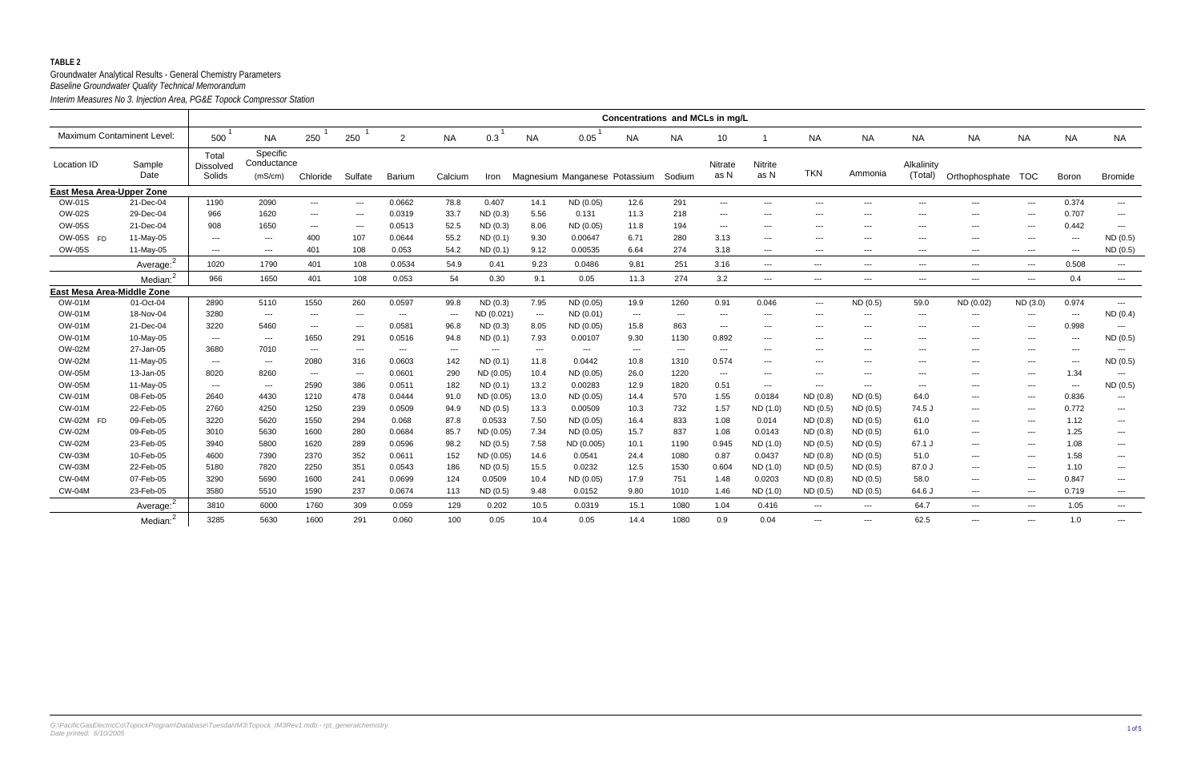**TABLE 2**

Groundwater Analytical Results - General Chemistry Parameters

*Baseline Groundwater Quality Technical Memorandum*

*Interim Measures No 3. Injection Area, PG&E Topock Compressor Station*

| | | Concentrations and MCLs in mg/L | | | | | | | | | | | | | | | | | | | | |
|---|---|---|---|---|---|---|---|---|---|---|---|---|---|---|---|---|---|---|---|---|---|---|
| Maximum Contaminent Level: | | 500 [1] | NA | 250 [1] | 250 [1] | 2 | NA | 0.3 [1] | NA | 0.05 [1] | NA | NA | 10 | 1 | NA | NA | NA | NA | NA | NA | NA |
| Location ID | Sample Date | Total Dissolved Solids | Specific Conductance (mS/cm) | Chloride | Sulfate | Barium | Calcium | Iron | Magnesium | Manganese | Potassium | Sodium | Nitrate as N | Nitrite as N | TKN | Ammonia | Alkalinity (Total) | Orthophosphate | TOC | Boron | Bromide |
| **East Mesa Area-Upper Zone** | | | | | | | | | | | | | | | | | | | | | |
| OW-01S | 21-Dec-04 | 1190 | 2090 | --- | --- | 0.0662 | 78.8 | 0.407 | 14.1 | ND (0.05) | 12.6 | 291 | --- | --- | --- | --- | --- | --- | --- | 0.374 | --- |
| OW-02S | 29-Dec-04 | 966 | 1620 | --- | --- | 0.0319 | 33.7 | ND (0.3) | 5.56 | 0.131 | 11.3 | 218 | --- | --- | --- | --- | --- | --- | --- | 0.707 | --- |
| OW-05S | 21-Dec-04 | 908 | 1650 | --- | --- | 0.0513 | 52.5 | ND (0.3) | 8.06 | ND (0.05) | 11.8 | 194 | --- | --- | --- | --- | --- | --- | --- | 0.442 | --- |
| OW-05S FD | 11-May-05 | --- | --- | 400 | 107 | 0.0644 | 55.2 | ND (0.1) | 9.30 | 0.00647 | 6.71 | 280 | 3.13 | --- | --- | --- | --- | --- | --- | --- | ND (0.5) |
| OW-05S | 11-May-05 | --- | --- | 401 | 108 | 0.053 | 54.2 | ND (0.1) | 9.12 | 0.00535 | 6.64 | 274 | 3.18 | --- | --- | --- | --- | --- | --- | --- | ND (0.5) |
| | Average: [2] | 1020 | 1790 | 401 | 108 | 0.0534 | 54.9 | 0.41 | 9.23 | 0.0486 | 9.81 | 251 | 3.16 | --- | --- | --- | --- | --- | --- | 0.508 | --- |
| | Median: [2] | 966 | 1650 | 401 | 108 | 0.053 | 54 | 0.30 | 9.1 | 0.05 | 11.3 | 274 | 3.2 | --- | --- | --- | --- | --- | --- | 0.4 | --- |
| **East Mesa Area-Middle Zone** | | | | | | | | | | | | | | | | | | | | | |
| OW-01M | 01-Oct-04 | 2890 | 5110 | 1550 | 260 | 0.0597 | 99.8 | ND (0.3) | 7.95 | ND (0.05) | 19.9 | 1260 | 0.91 | 0.046 | --- | ND (0.5) | 59.0 | ND (0.02) | ND (3.0) | 0.974 | --- |
| OW-01M | 18-Nov-04 | 3280 | --- | --- | --- | --- | --- | ND (0.021) | --- | ND (0.01) | --- | --- | --- | --- | --- | --- | --- | --- | --- | --- | ND (0.4) |
| OW-01M | 21-Dec-04 | 3220 | 5460 | --- | --- | 0.0581 | 96.8 | ND (0.3) | 8.05 | ND (0.05) | 15.8 | 863 | --- | --- | --- | --- | --- | --- | --- | 0.998 | --- |
| OW-01M | 10-May-05 | --- | --- | 1650 | 291 | 0.0516 | 94.8 | ND (0.1) | 7.93 | 0.00107 | 9.30 | 1130 | 0.892 | --- | --- | --- | --- | --- | --- | --- | ND (0.5) |
| OW-02M | 27-Jan-05 | 3680 | 7010 | --- | --- | --- | --- | --- | --- | --- | --- | --- | --- | --- | --- | --- | --- | --- | --- | --- | --- |
| OW-02M | 11-May-05 | --- | --- | 2080 | 316 | 0.0603 | 142 | ND (0.1) | 11.8 | 0.0442 | 10.8 | 1310 | 0.574 | --- | --- | --- | --- | --- | --- | --- | ND (0.5) |
| OW-05M | 13-Jan-05 | 8020 | 8260 | --- | --- | 0.0601 | 290 | ND (0.05) | 10.4 | ND (0.05) | 26.0 | 1220 | --- | --- | --- | --- | --- | --- | --- | 1.34 | --- |
| OW-05M | 11-May-05 | --- | --- | 2590 | 386 | 0.0511 | 182 | ND (0.1) | 13.2 | 0.00283 | 12.9 | 1820 | 0.51 | --- | --- | --- | --- | --- | --- | --- | ND (0.5) |
| CW-01M | 08-Feb-05 | 2640 | 4430 | 1210 | 478 | 0.0444 | 91.0 | ND (0.05) | 13.0 | ND (0.05) | 14.4 | 570 | 1.55 | 0.0184 | ND (0.8) | ND (0.5) | 64.0 | --- | --- | 0.836 | --- |
| CW-01M | 22-Feb-05 | 2760 | 4250 | 1250 | 239 | 0.0509 | 94.9 | ND (0.5) | 13.3 | 0.00509 | 10.3 | 732 | 1.57 | ND (1.0) | ND (0.5) | ND (0.5) | 74.5 J | --- | --- | 0.772 | --- |
| CW-02M FD | 09-Feb-05 | 3220 | 5620 | 1550 | 294 | 0.068 | 87.8 | 0.0533 | 7.50 | ND (0.05) | 16.4 | 833 | 1.08 | 0.014 | ND (0.8) | ND (0.5) | 61.0 | --- | --- | 1.12 | --- |
| CW-02M | 09-Feb-05 | 3010 | 5630 | 1600 | 280 | 0.0684 | 85.7 | ND (0.05) | 7.34 | ND (0.05) | 15.7 | 837 | 1.08 | 0.0143 | ND (0.8) | ND (0.5) | 61.0 | --- | --- | 1.25 | --- |
| CW-02M | 23-Feb-05 | 3940 | 5800 | 1620 | 289 | 0.0596 | 98.2 | ND (0.5) | 7.58 | ND (0.005) | 10.1 | 1190 | 0.945 | ND (1.0) | ND (0.5) | ND (0.5) | 67.1 J | --- | --- | 1.08 | --- |
| CW-03M | 10-Feb-05 | 4600 | 7390 | 2370 | 352 | 0.0611 | 152 | ND (0.05) | 14.6 | 0.0541 | 24.4 | 1080 | 0.87 | 0.0437 | ND (0.8) | ND (0.5) | 51.0 | --- | --- | 1.58 | --- |
| CW-03M | 22-Feb-05 | 5180 | 7820 | 2250 | 351 | 0.0543 | 186 | ND (0.5) | 15.5 | 0.0232 | 12.5 | 1530 | 0.604 | ND (1.0) | ND (0.5) | ND (0.5) | 87.0 J | --- | --- | 1.10 | --- |
| CW-04M | 07-Feb-05 | 3290 | 5690 | 1600 | 241 | 0.0699 | 124 | 0.0509 | 10.4 | ND (0.05) | 17.9 | 751 | 1.48 | 0.0203 | ND (0.8) | ND (0.5) | 58.0 | --- | --- | 0.847 | --- |
| CW-04M | 23-Feb-05 | 3580 | 5510 | 1590 | 237 | 0.0674 | 113 | ND (0.5) | 9.48 | 0.0152 | 9.80 | 1010 | 1.46 | ND (1.0) | ND (0.5) | ND (0.5) | 64.6 J | --- | --- | 0.719 | --- |
| | Average: [2] | 3810 | 6000 | 1760 | 309 | 0.059 | 129 | 0.202 | 10.5 | 0.0319 | 15.1 | 1080 | 1.04 | 0.416 | --- | --- | 64.7 | --- | --- | 1.05 | --- |
| | Median: [2] | 3285 | 5630 | 1600 | 291 | 0.060 | 100 | 0.05 | 10.4 | 0.05 | 14.4 | 1080 | 0.9 | 0.04 | --- | --- | 62.5 | --- | --- | 1.0 | --- |

*G:\PacificGasElectricCo\TopockProgram\Database\Tuesdai\IM3\Topock_IM3Rev1.mdb - rpt_generalchemistry*
*Date printed: 6/10/2005*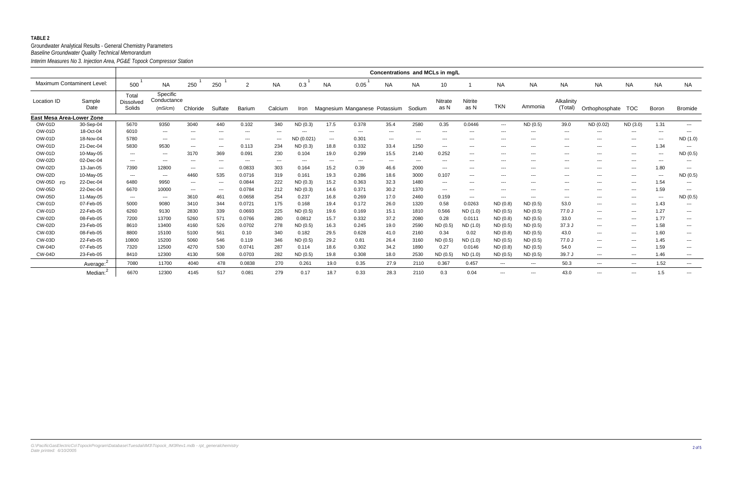**TABLE 2**

Groundwater Analytical Results - General Chemistry Parameters

*Baseline Groundwater Quality Technical Memorandum*

*Interim Measures No 3. Injection Area, PG&E Topock Compressor Station*

| | | Concentrations and MCLs in mg/L | | | | | | | | | | | | | | | | | | | | |
|---|---|---|---|---|---|---|---|---|---|---|---|---|---|---|---|---|---|---|---|---|---|---|
| Maximum Contaminent Level: | | 500 [1] | NA | 250 [1] | 250 [1] | 2 | NA | 0.3 [1] | NA | 0.05 [1] | NA | NA | 10 | 1 | NA | NA | NA | NA | NA | NA | NA |
| Location ID | Sample Date | Total Dissolved Solids | Specific Conductance (mS/cm) | Chloride | Sulfate | Barium | Calcium | Iron | Magnesium | Manganese | Potassium | Sodium | Nitrate as N | Nitrite as N | TKN | Ammonia | Alkalinity (Total) | Orthophosphate | TOC | Boron | Bromide |
| **East Mesa Area-Lower Zone** | | | | | | | | | | | | | | | | | | | | | |
| OW-01D | 30-Sep-04 | 5670 | 9350 | 3040 | 440 | 0.102 | 340 | ND (0.3) | 17.5 | 0.378 | 35.4 | 2580 | 0.35 | 0.0446 | --- | ND (0.5) | 39.0 | ND (0.02) | ND (3.0) | 1.31 | --- |
| OW-01D | 18-Oct-04 | 6010 | --- | --- | --- | --- | --- | --- | --- | --- | --- | --- | --- | --- | --- | --- | --- | --- | --- | --- | --- |
| OW-01D | 18-Nov-04 | 5780 | --- | --- | --- | --- | --- | ND (0.021) | --- | 0.301 | --- | --- | --- | --- | --- | --- | --- | --- | --- | --- | ND (1.0) |
| OW-01D | 21-Dec-04 | 5830 | 9530 | --- | --- | 0.113 | 234 | ND (0.3) | 18.8 | 0.332 | 33.4 | 1250 | --- | --- | --- | --- | --- | --- | --- | 1.34 | --- |
| OW-01D | 10-May-05 | --- | --- | 3170 | 369 | 0.091 | 230 | 0.104 | 19.0 | 0.299 | 15.5 | 2140 | 0.252 | --- | --- | --- | --- | --- | --- | --- | ND (0.5) |
| OW-02D | 02-Dec-04 | --- | --- | --- | --- | --- | --- | --- | --- | --- | --- | --- | --- | --- | --- | --- | --- | --- | --- | --- | --- |
| OW-02D | 13-Jan-05 | 7390 | 12800 | --- | --- | 0.0833 | 303 | 0.164 | 15.2 | 0.39 | 46.6 | 2000 | --- | --- | --- | --- | --- | --- | --- | 1.80 | --- |
| OW-02D | 10-May-05 | --- | --- | 4460 | 535 | 0.0716 | 319 | 0.161 | 19.3 | 0.286 | 18.6 | 3000 | 0.107 | --- | --- | --- | --- | --- | --- | --- | ND (0.5) |
| OW-05D FD | 22-Dec-04 | 6480 | 9950 | --- | --- | 0.0844 | 222 | ND (0.3) | 15.2 | 0.363 | 32.3 | 1480 | --- | --- | --- | --- | --- | --- | --- | 1.54 | --- |
| OW-05D | 22-Dec-04 | 6670 | 10000 | --- | --- | 0.0784 | 212 | ND (0.3) | 14.6 | 0.371 | 30.2 | 1370 | --- | --- | --- | --- | --- | --- | --- | 1.59 | --- |
| OW-05D | 11-May-05 | --- | --- | 3610 | 461 | 0.0658 | 254 | 0.237 | 16.8 | 0.269 | 17.0 | 2460 | 0.159 | --- | --- | --- | --- | --- | --- | --- | ND (0.5) |
| CW-01D | 07-Feb-05 | 5000 | 9080 | 3410 | 344 | 0.0721 | 175 | 0.168 | 19.4 | 0.172 | 26.0 | 1320 | 0.58 | 0.0263 | ND (0.8) | ND (0.5) | 53.0 | --- | --- | 1.43 | --- |
| CW-01D | 22-Feb-05 | 6260 | 9130 | 2830 | 339 | 0.0693 | 225 | ND (0.5) | 19.6 | 0.169 | 15.1 | 1810 | 0.566 | ND (1.0) | ND (0.5) | ND (0.5) | 77.0 J | --- | --- | 1.27 | --- |
| CW-02D | 08-Feb-05 | 7200 | 13700 | 5260 | 571 | 0.0766 | 280 | 0.0812 | 15.7 | 0.332 | 37.2 | 2080 | 0.28 | 0.0111 | ND (0.8) | ND (0.5) | 33.0 | --- | --- | 1.77 | --- |
| CW-02D | 23-Feb-05 | 8610 | 13400 | 4160 | 526 | 0.0702 | 278 | ND (0.5) | 16.3 | 0.245 | 19.0 | 2590 | ND (0.5) | ND (1.0) | ND (0.5) | ND (0.5) | 37.3 J | --- | --- | 1.58 | --- |
| CW-03D | 08-Feb-05 | 8800 | 15100 | 5100 | 561 | 0.10 | 340 | 0.182 | 29.5 | 0.628 | 41.0 | 2160 | 0.34 | 0.02 | ND (0.8) | ND (0.5) | 43.0 | --- | --- | 1.60 | --- |
| CW-03D | 22-Feb-05 | 10800 | 15200 | 5060 | 546 | 0.119 | 346 | ND (0.5) | 29.2 | 0.81 | 26.4 | 3160 | ND (0.5) | ND (1.0) | ND (0.5) | ND (0.5) | 77.0 J | --- | --- | 1.45 | --- |
| CW-04D | 07-Feb-05 | 7320 | 12500 | 4270 | 530 | 0.0741 | 287 | 0.114 | 18.6 | 0.302 | 34.2 | 1890 | 0.27 | 0.0146 | ND (0.8) | ND (0.5) | 54.0 | --- | --- | 1.59 | --- |
| CW-04D | 23-Feb-05 | 8410 | 12300 | 4130 | 508 | 0.0703 | 282 | ND (0.5) | 19.8 | 0.308 | 18.0 | 2530 | ND (0.5) | ND (1.0) | ND (0.5) | ND (0.5) | 39.7 J | --- | --- | 1.46 | --- |
| | Average: [2] | 7080 | 11700 | 4040 | 478 | 0.0838 | 270 | 0.261 | 19.0 | 0.35 | 27.9 | 2110 | 0.367 | 0.457 | --- | --- | 50.3 | --- | --- | 1.52 | --- |
| | Median: [2] | 6670 | 12300 | 4145 | 517 | 0.081 | 279 | 0.17 | 18.7 | 0.33 | 28.3 | 2110 | 0.3 | 0.04 | --- | --- | 43.0 | --- | --- | 1.5 | --- |

*G:\PacificGasElectricCo\TopockProgram\Database\Tuesdai\IM3\Topock_IM3Rev1.mdb - rpt_generalchemistry*
*Date printed: 6/10/2005*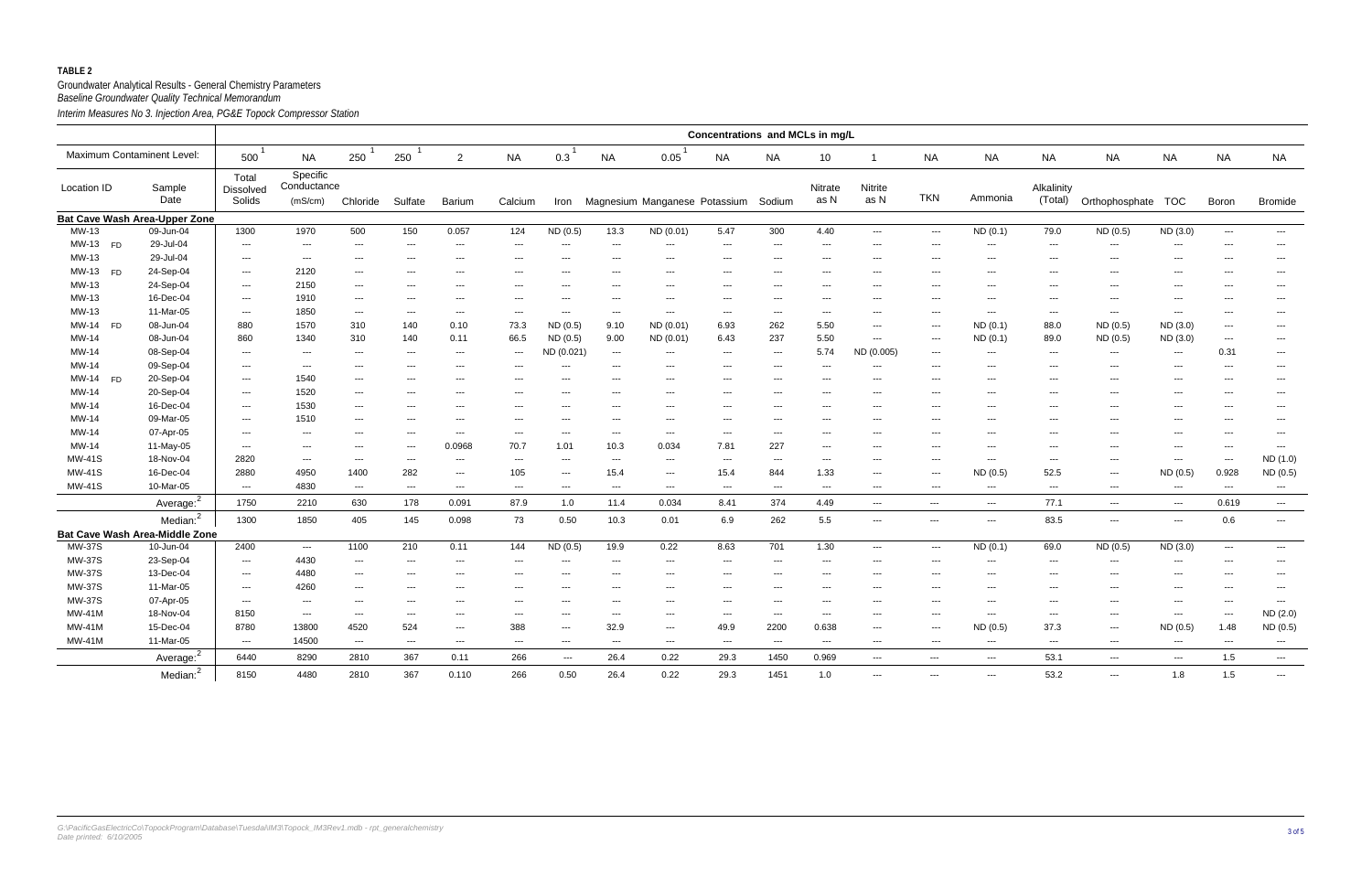**TABLE 2**
Groundwater Analytical Results - General Chemistry Parameters
*Baseline Groundwater Quality Technical Memorandum*
*Interim Measures No 3. Injection Area, PG&E Topock Compressor Station*

| | | Concentrations and MCLs in mg/L | | | | | | | | | | | | | | | | | | | | |
|---|---|---|---|---|---|---|---|---|---|---|---|---|---|---|---|---|---|---|---|---|---|---|
| Maximum Contaminent Level: | | 500 [1] | NA | 250 [1] | 250 [1] | 2 | NA | 0.3 [1] | NA | 0.05 [1] | NA | NA | 10 | 1 | NA | NA | NA | NA | NA | NA | NA |
| Location ID | Sample Date | Total Dissolved Solids | Specific Conductance (mS/cm) | Chloride | Sulfate | Barium | Calcium | Iron | Magnesium | Manganese | Potassium | Sodium | Nitrate as N | Nitrite as N | TKN | Ammonia | Alkalinity (Total) | Orthophosphate | TOC | Boron | Bromide |
| **Bat Cave Wash Area-Upper Zone** | | | | | | | | | | | | | | | | | | | | | |
| MW-13 | 09-Jun-04 | 1300 | 1970 | 500 | 150 | 0.057 | 124 | ND (0.5) | 13.3 | ND (0.01) | 5.47 | 300 | 4.40 | --- | --- | ND (0.1) | 79.0 | ND (0.5) | ND (3.0) | --- | --- |
| MW-13 FD | 29-Jul-04 | --- | --- | --- | --- | --- | --- | --- | --- | --- | --- | --- | --- | --- | --- | --- | --- | --- | --- | --- | --- |
| MW-13 | 29-Jul-04 | --- | --- | --- | --- | --- | --- | --- | --- | --- | --- | --- | --- | --- | --- | --- | --- | --- | --- | --- | --- |
| MW-13 FD | 24-Sep-04 | --- | 2120 | --- | --- | --- | --- | --- | --- | --- | --- | --- | --- | --- | --- | --- | --- | --- | --- | --- | --- |
| MW-13 | 24-Sep-04 | --- | 2150 | --- | --- | --- | --- | --- | --- | --- | --- | --- | --- | --- | --- | --- | --- | --- | --- | --- | --- |
| MW-13 | 16-Dec-04 | --- | 1910 | --- | --- | --- | --- | --- | --- | --- | --- | --- | --- | --- | --- | --- | --- | --- | --- | --- | --- |
| MW-13 | 11-Mar-05 | --- | 1850 | --- | --- | --- | --- | --- | --- | --- | --- | --- | --- | --- | --- | --- | --- | --- | --- | --- | --- |
| MW-14 FD | 08-Jun-04 | 880 | 1570 | 310 | 140 | 0.10 | 73.3 | ND (0.5) | 9.10 | ND (0.01) | 6.93 | 262 | 5.50 | --- | --- | ND (0.1) | 88.0 | ND (0.5) | ND (3.0) | --- | --- |
| MW-14 | 08-Jun-04 | 860 | 1340 | 310 | 140 | 0.11 | 66.5 | ND (0.5) | 9.00 | ND (0.01) | 6.43 | 237 | 5.50 | --- | --- | ND (0.1) | 89.0 | ND (0.5) | ND (3.0) | --- | --- |
| MW-14 | 08-Sep-04 | --- | --- | --- | --- | --- | --- | ND (0.021) | --- | --- | --- | --- | 5.74 | ND (0.005) | --- | --- | --- | --- | --- | 0.31 | --- |
| MW-14 | 09-Sep-04 | --- | --- | --- | --- | --- | --- | --- | --- | --- | --- | --- | --- | --- | --- | --- | --- | --- | --- | --- | --- |
| MW-14 FD | 20-Sep-04 | --- | 1540 | --- | --- | --- | --- | --- | --- | --- | --- | --- | --- | --- | --- | --- | --- | --- | --- | --- | --- |
| MW-14 | 20-Sep-04 | --- | 1520 | --- | --- | --- | --- | --- | --- | --- | --- | --- | --- | --- | --- | --- | --- | --- | --- | --- | --- |
| MW-14 | 16-Dec-04 | --- | 1530 | --- | --- | --- | --- | --- | --- | --- | --- | --- | --- | --- | --- | --- | --- | --- | --- | --- | --- |
| MW-14 | 09-Mar-05 | --- | 1510 | --- | --- | --- | --- | --- | --- | --- | --- | --- | --- | --- | --- | --- | --- | --- | --- | --- | --- |
| MW-14 | 07-Apr-05 | --- | --- | --- | --- | --- | --- | --- | --- | --- | --- | --- | --- | --- | --- | --- | --- | --- | --- | --- | --- |
| MW-14 | 11-May-05 | --- | --- | --- | --- | 0.0968 | 70.7 | 1.01 | 10.3 | 0.034 | 7.81 | 227 | --- | --- | --- | --- | --- | --- | --- | --- | --- |
| MW-41S | 18-Nov-04 | 2820 | --- | --- | --- | --- | --- | --- | --- | --- | --- | --- | --- | --- | --- | --- | --- | --- | --- | --- | ND (1.0) |
| MW-41S | 16-Dec-04 | 2880 | 4950 | 1400 | 282 | --- | 105 | --- | 15.4 | --- | 15.4 | 844 | 1.33 | --- | --- | ND (0.5) | 52.5 | --- | ND (0.5) | 0.928 | ND (0.5) |
| MW-41S | 10-Mar-05 | --- | 4830 | --- | --- | --- | --- | --- | --- | --- | --- | --- | --- | --- | --- | --- | --- | --- | --- | --- | --- |
| | Average: [2] | 1750 | 2210 | 630 | 178 | 0.091 | 87.9 | 1.0 | 11.4 | 0.034 | 8.41 | 374 | 4.49 | --- | --- | --- | 77.1 | --- | --- | 0.619 | --- |
| | Median: [2] | 1300 | 1850 | 405 | 145 | 0.098 | 73 | 0.50 | 10.3 | 0.01 | 6.9 | 262 | 5.5 | --- | --- | --- | 83.5 | --- | --- | 0.6 | --- |
| **Bat Cave Wash Area-Middle Zone** | | | | | | | | | | | | | | | | | | | | | |
| MW-37S | 10-Jun-04 | 2400 | --- | 1100 | 210 | 0.11 | 144 | ND (0.5) | 19.9 | 0.22 | 8.63 | 701 | 1.30 | --- | --- | ND (0.1) | 69.0 | ND (0.5) | ND (3.0) | --- | --- |
| MW-37S | 23-Sep-04 | --- | 4430 | --- | --- | --- | --- | --- | --- | --- | --- | --- | --- | --- | --- | --- | --- | --- | --- | --- | --- |
| MW-37S | 13-Dec-04 | --- | 4480 | --- | --- | --- | --- | --- | --- | --- | --- | --- | --- | --- | --- | --- | --- | --- | --- | --- | --- |
| MW-37S | 11-Mar-05 | --- | 4260 | --- | --- | --- | --- | --- | --- | --- | --- | --- | --- | --- | --- | --- | --- | --- | --- | --- | --- |
| MW-37S | 07-Apr-05 | --- | --- | --- | --- | --- | --- | --- | --- | --- | --- | --- | --- | --- | --- | --- | --- | --- | --- | --- | --- |
| MW-41M | 18-Nov-04 | 8150 | --- | --- | --- | --- | --- | --- | --- | --- | --- | --- | --- | --- | --- | --- | --- | --- | --- | --- | ND (2.0) |
| MW-41M | 15-Dec-04 | 8780 | 13800 | 4520 | 524 | --- | 388 | --- | 32.9 | --- | 49.9 | 2200 | 0.638 | --- | --- | ND (0.5) | 37.3 | --- | ND (0.5) | 1.48 | ND (0.5) |
| MW-41M | 11-Mar-05 | --- | 14500 | --- | --- | --- | --- | --- | --- | --- | --- | --- | --- | --- | --- | --- | --- | --- | --- | --- | --- |
| | Average: [2] | 6440 | 8290 | 2810 | 367 | 0.11 | 266 | --- | 26.4 | 0.22 | 29.3 | 1450 | 0.969 | --- | --- | --- | 53.1 | --- | --- | 1.5 | --- |
| | Median: [2] | 8150 | 4480 | 2810 | 367 | 0.110 | 266 | 0.50 | 26.4 | 0.22 | 29.3 | 1451 | 1.0 | --- | --- | --- | 53.2 | --- | 1.8 | 1.5 | --- |

*G:\PacificGasElectricCo\TopockProgram\Database\Tuesdai\IM3\Topock_IM3Rev1.mdb - rpt_generalchemistry*
*Date printed: 6/10/2005*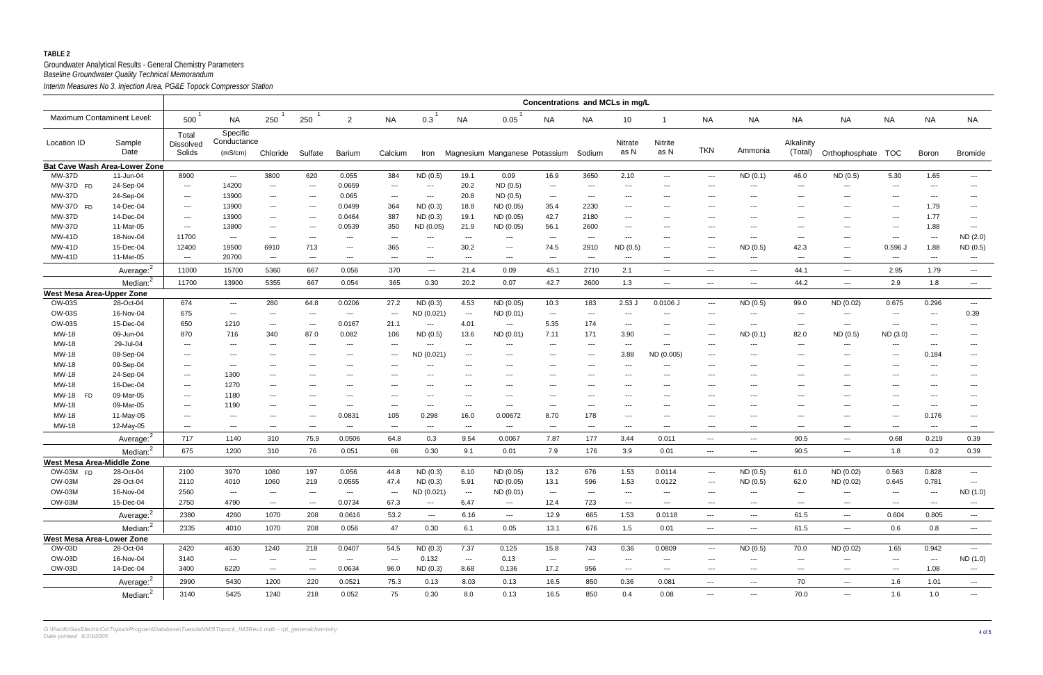**TABLE 2**

Groundwater Analytical Results - General Chemistry Parameters

*Baseline Groundwater Quality Technical Memorandum*

*Interim Measures No 3. Injection Area, PG&E Topock Compressor Station*

| | | Concentrations and MCLs in mg/L | | | | | | | | | | | | | | | | | | | | |
|---|---|---|---|---|---|---|---|---|---|---|---|---|---|---|---|---|---|---|---|---|---|---|
| Maximum Contaminent Level: | | 500 [1] | NA | 250 [1] | 250 [1] | 2 | NA | 0.3 [1] | NA | 0.05 [1] | NA | NA | 10 | 1 | NA | NA | NA | NA | NA | NA | NA |
| Location ID | Sample Date | Total Dissolved Solids | Specific Conductance (mS/cm) | Chloride | Sulfate | Barium | Calcium | Iron | Magnesium | Manganese | Potassium | Sodium | Nitrate as N | Nitrite as N | TKN | Ammonia | Alkalinity (Total) | Orthophosphate | TOC | Boron | Bromide |
| **Bat Cave Wash Area-Lower Zone** | | | | | | | | | | | | | | | | | | | | | |
| MW-37D | 11-Jun-04 | 8900 | --- | 3800 | 620 | 0.055 | 384 | ND (0.5) | 19.1 | 0.09 | 16.9 | 3650 | 2.10 | --- | --- | ND (0.1) | 46.0 | ND (0.5) | 5.30 | 1.65 | --- |
| MW-37D FD | 24-Sep-04 | --- | 14200 | --- | --- | 0.0659 | --- | --- | 20.2 | ND (0.5) | --- | --- | --- | --- | --- | --- | --- | --- | --- | --- | --- |
| MW-37D | 24-Sep-04 | --- | 13900 | --- | --- | 0.065 | --- | --- | 20.8 | ND (0.5) | --- | --- | --- | --- | --- | --- | --- | --- | --- | --- | --- |
| MW-37D FD | 14-Dec-04 | --- | 13900 | --- | --- | 0.0499 | 364 | ND (0.3) | 18.8 | ND (0.05) | 35.4 | 2230 | --- | --- | --- | --- | --- | --- | --- | 1.79 | --- |
| MW-37D | 14-Dec-04 | --- | 13900 | --- | --- | 0.0464 | 387 | ND (0.3) | 19.1 | ND (0.05) | 42.7 | 2180 | --- | --- | --- | --- | --- | --- | --- | 1.77 | --- |
| MW-37D | 11-Mar-05 | --- | 13800 | --- | --- | 0.0539 | 350 | ND (0.05) | 21.9 | ND (0.05) | 56.1 | 2600 | --- | --- | --- | --- | --- | --- | --- | 1.88 | --- |
| MW-41D | 18-Nov-04 | 11700 | --- | --- | --- | --- | --- | --- | --- | --- | --- | --- | --- | --- | --- | --- | --- | --- | --- | --- | ND (2.0) |
| MW-41D | 15-Dec-04 | 12400 | 19500 | 6910 | 713 | --- | 365 | --- | 30.2 | --- | 74.5 | 2910 | ND (0.5) | --- | --- | ND (0.5) | 42.3 | --- | 0.596 J | 1.88 | ND (0.5) |
| MW-41D | 11-Mar-05 | --- | 20700 | --- | --- | --- | --- | --- | --- | --- | --- | --- | --- | --- | --- | --- | --- | --- | --- | --- | --- |
| | Average: [2] | 11000 | 15700 | 5360 | 667 | 0.056 | 370 | --- | 21.4 | 0.09 | 45.1 | 2710 | 2.1 | --- | --- | --- | 44.1 | --- | 2.95 | 1.79 | --- |
| | Median: [2] | 11700 | 13900 | 5355 | 667 | 0.054 | 365 | 0.30 | 20.2 | 0.07 | 42.7 | 2600 | 1.3 | --- | --- | --- | 44.2 | --- | 2.9 | 1.8 | --- |
| **West Mesa Area-Upper Zone** | | | | | | | | | | | | | | | | | | | | | |
| OW-03S | 28-Oct-04 | 674 | --- | 280 | 64.8 | 0.0206 | 27.2 | ND (0.3) | 4.53 | ND (0.05) | 10.3 | 183 | 2.53 J | 0.0106 J | --- | ND (0.5) | 99.0 | ND (0.02) | 0.675 | 0.296 | --- |
| OW-03S | 16-Nov-04 | 675 | --- | --- | --- | --- | --- | ND (0.021) | --- | ND (0.01) | --- | --- | --- | --- | --- | --- | --- | --- | --- | --- | 0.39 |
| OW-03S | 15-Dec-04 | 650 | 1210 | --- | --- | 0.0167 | 21.1 | --- | 4.01 | --- | 5.35 | 174 | --- | --- | --- | --- | --- | --- | --- | --- | --- |
| MW-18 | 09-Jun-04 | 870 | 716 | 340 | 87.0 | 0.082 | 106 | ND (0.5) | 13.6 | ND (0.01) | 7.11 | 171 | 3.90 | --- | --- | ND (0.1) | 82.0 | ND (0.5) | ND (3.0) | --- | --- |
| MW-18 | 29-Jul-04 | --- | --- | --- | --- | --- | --- | --- | --- | --- | --- | --- | --- | --- | --- | --- | --- | --- | --- | --- | --- |
| MW-18 | 08-Sep-04 | --- | --- | --- | --- | --- | --- | ND (0.021) | --- | --- | --- | --- | 3.88 | ND (0.005) | --- | --- | --- | --- | --- | 0.184 | --- |
| MW-18 | 09-Sep-04 | --- | --- | --- | --- | --- | --- | --- | --- | --- | --- | --- | --- | --- | --- | --- | --- | --- | --- | --- | --- |
| MW-18 | 24-Sep-04 | --- | 1300 | --- | --- | --- | --- | --- | --- | --- | --- | --- | --- | --- | --- | --- | --- | --- | --- | --- | --- |
| MW-18 | 16-Dec-04 | --- | 1270 | --- | --- | --- | --- | --- | --- | --- | --- | --- | --- | --- | --- | --- | --- | --- | --- | --- | --- |
| MW-18 FD | 09-Mar-05 | --- | 1180 | --- | --- | --- | --- | --- | --- | --- | --- | --- | --- | --- | --- | --- | --- | --- | --- | --- | --- |
| MW-18 | 09-Mar-05 | --- | 1190 | --- | --- | --- | --- | --- | --- | --- | --- | --- | --- | --- | --- | --- | --- | --- | --- | --- | --- |
| MW-18 | 11-May-05 | --- | --- | --- | --- | 0.0831 | 105 | 0.298 | 16.0 | 0.00672 | 8.70 | 178 | --- | --- | --- | --- | --- | --- | --- | 0.176 | --- |
| MW-18 | 12-May-05 | --- | --- | --- | --- | --- | --- | --- | --- | --- | --- | --- | --- | --- | --- | --- | --- | --- | --- | --- | --- |
| | Average: [2] | 717 | 1140 | 310 | 75.9 | 0.0506 | 64.8 | 0.3 | 9.54 | 0.0067 | 7.87 | 177 | 3.44 | 0.011 | --- | --- | 90.5 | --- | 0.68 | 0.219 | 0.39 |
| | Median: [2] | 675 | 1200 | 310 | 76 | 0.051 | 66 | 0.30 | 9.1 | 0.01 | 7.9 | 176 | 3.9 | 0.01 | --- | --- | 90.5 | --- | 1.8 | 0.2 | 0.39 |
| **West Mesa Area-Middle Zone** | | | | | | | | | | | | | | | | | | | | | |
| OW-03M FD | 28-Oct-04 | 2100 | 3970 | 1080 | 197 | 0.056 | 44.8 | ND (0.3) | 6.10 | ND (0.05) | 13.2 | 676 | 1.53 | 0.0114 | --- | ND (0.5) | 61.0 | ND (0.02) | 0.563 | 0.828 | --- |
| OW-03M | 28-Oct-04 | 2110 | 4010 | 1060 | 219 | 0.0555 | 47.4 | ND (0.3) | 5.91 | ND (0.05) | 13.1 | 596 | 1.53 | 0.0122 | --- | ND (0.5) | 62.0 | ND (0.02) | 0.645 | 0.781 | --- |
| OW-03M | 16-Nov-04 | 2560 | --- | --- | --- | --- | --- | ND (0.021) | --- | ND (0.01) | --- | --- | --- | --- | --- | --- | --- | --- | --- | --- | ND (1.0) |
| OW-03M | 15-Dec-04 | 2750 | 4790 | --- | --- | 0.0734 | 67.3 | --- | 6.47 | --- | 12.4 | 723 | --- | --- | --- | --- | --- | --- | --- | --- | --- |
| | Average: [2] | 2380 | 4260 | 1070 | 208 | 0.0616 | 53.2 | --- | 6.16 | --- | 12.9 | 665 | 1.53 | 0.0118 | --- | --- | 61.5 | --- | 0.604 | 0.805 | --- |
| | Median: [2] | 2335 | 4010 | 1070 | 208 | 0.056 | 47 | 0.30 | 6.1 | 0.05 | 13.1 | 676 | 1.5 | 0.01 | --- | --- | 61.5 | --- | 0.6 | 0.8 | --- |
| **West Mesa Area-Lower Zone** | | | | | | | | | | | | | | | | | | | | | |
| OW-03D | 28-Oct-04 | 2420 | 4630 | 1240 | 218 | 0.0407 | 54.5 | ND (0.3) | 7.37 | 0.125 | 15.8 | 743 | 0.36 | 0.0809 | --- | ND (0.5) | 70.0 | ND (0.02) | 1.65 | 0.942 | --- |
| OW-03D | 16-Nov-04 | 3140 | --- | --- | --- | --- | --- | 0.132 | --- | 0.13 | --- | --- | --- | --- | --- | --- | --- | --- | --- | --- | ND (1.0) |
| OW-03D | 14-Dec-04 | 3400 | 6220 | --- | --- | 0.0634 | 96.0 | ND (0.3) | 8.68 | 0.136 | 17.2 | 956 | --- | --- | --- | --- | --- | --- | --- | 1.08 | --- |
| | Average: [2] | 2990 | 5430 | 1200 | 220 | 0.0521 | 75.3 | 0.13 | 8.03 | 0.13 | 16.5 | 850 | 0.36 | 0.081 | --- | --- | 70 | --- | 1.6 | 1.01 | --- |
| | Median: [2] | 3140 | 5425 | 1240 | 218 | 0.052 | 75 | 0.30 | 8.0 | 0.13 | 16.5 | 850 | 0.4 | 0.08 | --- | --- | 70.0 | --- | 1.6 | 1.0 | --- |

*G:\PacificGasElectricCo\TopockProgram\Database\Tuesdai\IM3\Topock_IM3Rev1.mdb - rpt_generalchemistry*
*Date printed: 6/10/2005*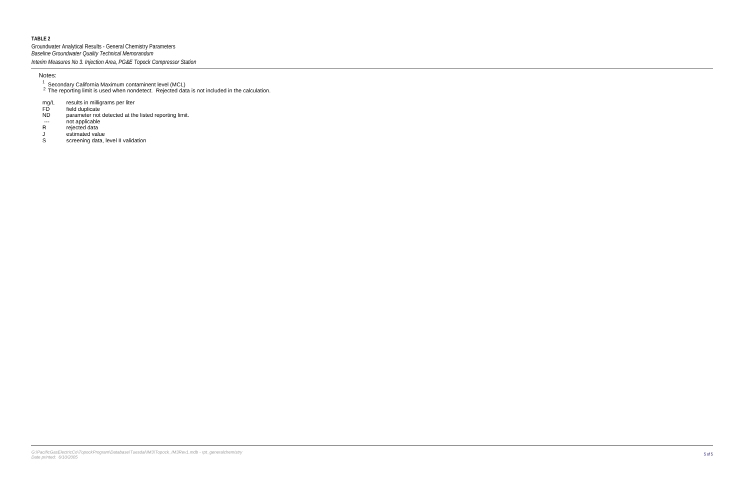**TABLE 2**

Groundwater Analytical Results - General Chemistry Parameters

*Baseline Groundwater Quality Technical Memorandum*

*Interim Measures No 3. Injection Area, PG&E Topock Compressor Station*

Notes:

[1] Secondary California Maximum contaminent level (MCL)

[2] The reporting limit is used when nondetect. Rejected data is not included in the calculation.

| | |
|---|---|
| mg/L | results in milligrams per liter |
| FD | field duplicate |
| ND | parameter not detected at the listed reporting limit. |
| --- | not applicable |
| R | rejected data |
| J | estimated value |
| S | screening data, level II validation |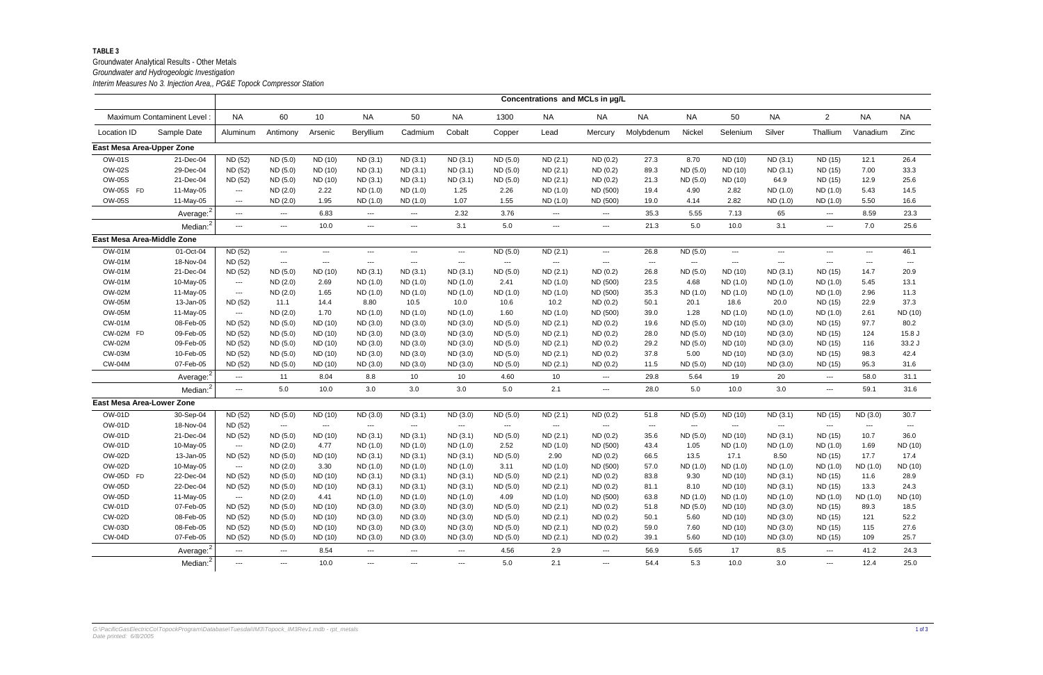**TABLE 3**
Groundwater Analytical Results - Other Metals
*Groundwater and Hydrogeologic Investigation*
*Interim Measures No 3. Injection Area,, PG&E Topock Compressor Station*

| | | Concentrations and MCLs in µg/L | | | | | | | | | | | | | | | |
|---|---|---|---|---|---|---|---|---|---|---|---|---|---|---|---|---|---|
| Maximum Contaminent Level : | | NA | 60 | 10 | NA | 50 | NA | 1300 | NA | NA | NA | NA | 50 | NA | 2 | NA | NA |
| Location ID | Sample Date | Aluminum | Antimony | Arsenic | Beryllium | Cadmium | Cobalt | Copper | Lead | Mercury | Molybdenum | Nickel | Selenium | Silver | Thallium | Vanadium | Zinc |
| **East Mesa Area-Upper Zone** | | | | | | | | | | | | | | | | | |
| OW-01S | 21-Dec-04 | ND (52) | ND (5.0) | ND (10) | ND (3.1) | ND (3.1) | ND (3.1) | ND (5.0) | ND (2.1) | ND (0.2) | 27.3 | 8.70 | ND (10) | ND (3.1) | ND (15) | 12.1 | 26.4 |
| OW-02S | 29-Dec-04 | ND (52) | ND (5.0) | ND (10) | ND (3.1) | ND (3.1) | ND (3.1) | ND (5.0) | ND (2.1) | ND (0.2) | 89.3 | ND (5.0) | ND (10) | ND (3.1) | ND (15) | 7.00 | 33.3 |
| OW-05S | 21-Dec-04 | ND (52) | ND (5.0) | ND (10) | ND (3.1) | ND (3.1) | ND (3.1) | ND (5.0) | ND (2.1) | ND (0.2) | 21.3 | ND (5.0) | ND (10) | 64.9 | ND (15) | 12.9 | 25.6 |
| OW-05S FD | 11-May-05 | --- | ND (2.0) | 2.22 | ND (1.0) | ND (1.0) | 1.25 | 2.26 | ND (1.0) | ND (500) | 19.4 | 4.90 | 2.82 | ND (1.0) | ND (1.0) | 5.43 | 14.5 |
| OW-05S | 11-May-05 | --- | ND (2.0) | 1.95 | ND (1.0) | ND (1.0) | 1.07 | 1.55 | ND (1.0) | ND (500) | 19.0 | 4.14 | 2.82 | ND (1.0) | ND (1.0) | 5.50 | 16.6 |
| | Average:[2] | --- | --- | 6.83 | --- | --- | 2.32 | 3.76 | --- | --- | 35.3 | 5.55 | 7.13 | 65 | --- | 8.59 | 23.3 |
| | Median:[2] | --- | --- | 10.0 | --- | --- | 3.1 | 5.0 | --- | --- | 21.3 | 5.0 | 10.0 | 3.1 | --- | 7.0 | 25.6 |
| **East Mesa Area-Middle Zone** | | | | | | | | | | | | | | | | | |
| OW-01M | 01-Oct-04 | ND (52) | --- | --- | --- | --- | --- | ND (5.0) | ND (2.1) | --- | 26.8 | ND (5.0) | --- | --- | --- | --- | 46.1 |
| OW-01M | 18-Nov-04 | ND (52) | --- | --- | --- | --- | --- | --- | --- | --- | --- | --- | --- | --- | --- | --- | --- |
| OW-01M | 21-Dec-04 | ND (52) | ND (5.0) | ND (10) | ND (3.1) | ND (3.1) | ND (3.1) | ND (5.0) | ND (2.1) | ND (0.2) | 26.8 | ND (5.0) | ND (10) | ND (3.1) | ND (15) | 14.7 | 20.9 |
| OW-01M | 10-May-05 | --- | ND (2.0) | 2.69 | ND (1.0) | ND (1.0) | ND (1.0) | 2.41 | ND (1.0) | ND (500) | 23.5 | 4.68 | ND (1.0) | ND (1.0) | ND (1.0) | 5.45 | 13.1 |
| OW-02M | 11-May-05 | --- | ND (2.0) | 1.65 | ND (1.0) | ND (1.0) | ND (1.0) | ND (1.0) | ND (1.0) | ND (500) | 35.3 | ND (1.0) | ND (1.0) | ND (1.0) | ND (1.0) | 2.96 | 11.3 |
| OW-05M | 13-Jan-05 | ND (52) | 11.1 | 14.4 | 8.80 | 10.5 | 10.0 | 10.6 | 10.2 | ND (0.2) | 50.1 | 20.1 | 18.6 | 20.0 | ND (15) | 22.9 | 37.3 |
| OW-05M | 11-May-05 | --- | ND (2.0) | 1.70 | ND (1.0) | ND (1.0) | ND (1.0) | 1.60 | ND (1.0) | ND (500) | 39.0 | 1.28 | ND (1.0) | ND (1.0) | ND (1.0) | 2.61 | ND (10) |
| CW-01M | 08-Feb-05 | ND (52) | ND (5.0) | ND (10) | ND (3.0) | ND (3.0) | ND (3.0) | ND (5.0) | ND (2.1) | ND (0.2) | 19.6 | ND (5.0) | ND (10) | ND (3.0) | ND (15) | 97.7 | 80.2 |
| CW-02M FD | 09-Feb-05 | ND (52) | ND (5.0) | ND (10) | ND (3.0) | ND (3.0) | ND (3.0) | ND (5.0) | ND (2.1) | ND (0.2) | 28.0 | ND (5.0) | ND (10) | ND (3.0) | ND (15) | 124 | 15.8 J |
| CW-02M | 09-Feb-05 | ND (52) | ND (5.0) | ND (10) | ND (3.0) | ND (3.0) | ND (3.0) | ND (5.0) | ND (2.1) | ND (0.2) | 29.2 | ND (5.0) | ND (10) | ND (3.0) | ND (15) | 116 | 33.2 J |
| CW-03M | 10-Feb-05 | ND (52) | ND (5.0) | ND (10) | ND (3.0) | ND (3.0) | ND (3.0) | ND (5.0) | ND (2.1) | ND (0.2) | 37.8 | 5.00 | ND (10) | ND (3.0) | ND (15) | 98.3 | 42.4 |
| CW-04M | 07-Feb-05 | ND (52) | ND (5.0) | ND (10) | ND (3.0) | ND (3.0) | ND (3.0) | ND (5.0) | ND (2.1) | ND (0.2) | 11.5 | ND (5.0) | ND (10) | ND (3.0) | ND (15) | 95.3 | 31.6 |
| | Average:[2] | --- | 11 | 8.04 | 8.8 | 10 | 10 | 4.60 | 10 | --- | 29.8 | 5.64 | 19 | 20 | --- | 58.0 | 31.1 |
| | Median:[2] | --- | 5.0 | 10.0 | 3.0 | 3.0 | 3.0 | 5.0 | 2.1 | --- | 28.0 | 5.0 | 10.0 | 3.0 | --- | 59.1 | 31.6 |
| **East Mesa Area-Lower Zone** | | | | | | | | | | | | | | | | | |
| OW-01D | 30-Sep-04 | ND (52) | ND (5.0) | ND (10) | ND (3.0) | ND (3.1) | ND (3.0) | ND (5.0) | ND (2.1) | ND (0.2) | 51.8 | ND (5.0) | ND (10) | ND (3.1) | ND (15) | ND (3.0) | 30.7 |
| OW-01D | 18-Nov-04 | ND (52) | --- | --- | --- | --- | --- | --- | --- | --- | --- | --- | --- | --- | --- | --- | --- |
| OW-01D | 21-Dec-04 | ND (52) | ND (5.0) | ND (10) | ND (3.1) | ND (3.1) | ND (3.1) | ND (5.0) | ND (2.1) | ND (0.2) | 35.6 | ND (5.0) | ND (10) | ND (3.1) | ND (15) | 10.7 | 36.0 |
| OW-01D | 10-May-05 | --- | ND (2.0) | 4.77 | ND (1.0) | ND (1.0) | ND (1.0) | 2.52 | ND (1.0) | ND (500) | 43.4 | 1.05 | ND (1.0) | ND (1.0) | ND (1.0) | 1.69 | ND (10) |
| OW-02D | 13-Jan-05 | ND (52) | ND (5.0) | ND (10) | ND (3.1) | ND (3.1) | ND (3.1) | ND (5.0) | 2.90 | ND (0.2) | 66.5 | 13.5 | 17.1 | 8.50 | ND (15) | 17.7 | 17.4 |
| OW-02D | 10-May-05 | --- | ND (2.0) | 3.30 | ND (1.0) | ND (1.0) | ND (1.0) | 3.11 | ND (1.0) | ND (500) | 57.0 | ND (1.0) | ND (1.0) | ND (1.0) | ND (1.0) | ND (1.0) | ND (10) |
| OW-05D FD | 22-Dec-04 | ND (52) | ND (5.0) | ND (10) | ND (3.1) | ND (3.1) | ND (3.1) | ND (5.0) | ND (2.1) | ND (0.2) | 83.8 | 9.30 | ND (10) | ND (3.1) | ND (15) | 11.6 | 28.9 |
| OW-05D | 22-Dec-04 | ND (52) | ND (5.0) | ND (10) | ND (3.1) | ND (3.1) | ND (3.1) | ND (5.0) | ND (2.1) | ND (0.2) | 81.1 | 8.10 | ND (10) | ND (3.1) | ND (15) | 13.3 | 24.3 |
| OW-05D | 11-May-05 | --- | ND (2.0) | 4.41 | ND (1.0) | ND (1.0) | ND (1.0) | 4.09 | ND (1.0) | ND (500) | 63.8 | ND (1.0) | ND (1.0) | ND (1.0) | ND (1.0) | ND (1.0) | ND (10) |
| CW-01D | 07-Feb-05 | ND (52) | ND (5.0) | ND (10) | ND (3.0) | ND (3.0) | ND (3.0) | ND (5.0) | ND (2.1) | ND (0.2) | 51.8 | ND (5.0) | ND (10) | ND (3.0) | ND (15) | 89.3 | 18.5 |
| CW-02D | 08-Feb-05 | ND (52) | ND (5.0) | ND (10) | ND (3.0) | ND (3.0) | ND (3.0) | ND (5.0) | ND (2.1) | ND (0.2) | 50.1 | 5.60 | ND (10) | ND (3.0) | ND (15) | 121 | 52.2 |
| CW-03D | 08-Feb-05 | ND (52) | ND (5.0) | ND (10) | ND (3.0) | ND (3.0) | ND (3.0) | ND (5.0) | ND (2.1) | ND (0.2) | 59.0 | 7.60 | ND (10) | ND (3.0) | ND (15) | 115 | 27.6 |
| CW-04D | 07-Feb-05 | ND (52) | ND (5.0) | ND (10) | ND (3.0) | ND (3.0) | ND (3.0) | ND (5.0) | ND (2.1) | ND (0.2) | 39.1 | 5.60 | ND (10) | ND (3.0) | ND (15) | 109 | 25.7 |
| | Average:[2] | --- | --- | 8.54 | --- | --- | --- | 4.56 | 2.9 | --- | 56.9 | 5.65 | 17 | 8.5 | --- | 41.2 | 24.3 |
| | Median:[2] | --- | --- | 10.0 | --- | --- | --- | 5.0 | 2.1 | --- | 54.4 | 5.3 | 10.0 | 3.0 | --- | 12.4 | 25.0 |

*G:\PacificGasElectricCo\TopockProgram\Database\Tuesdai\IM3\Topock_IM3Rev1.mdb - rpt_metals*
*Date printed: 6/8/2005*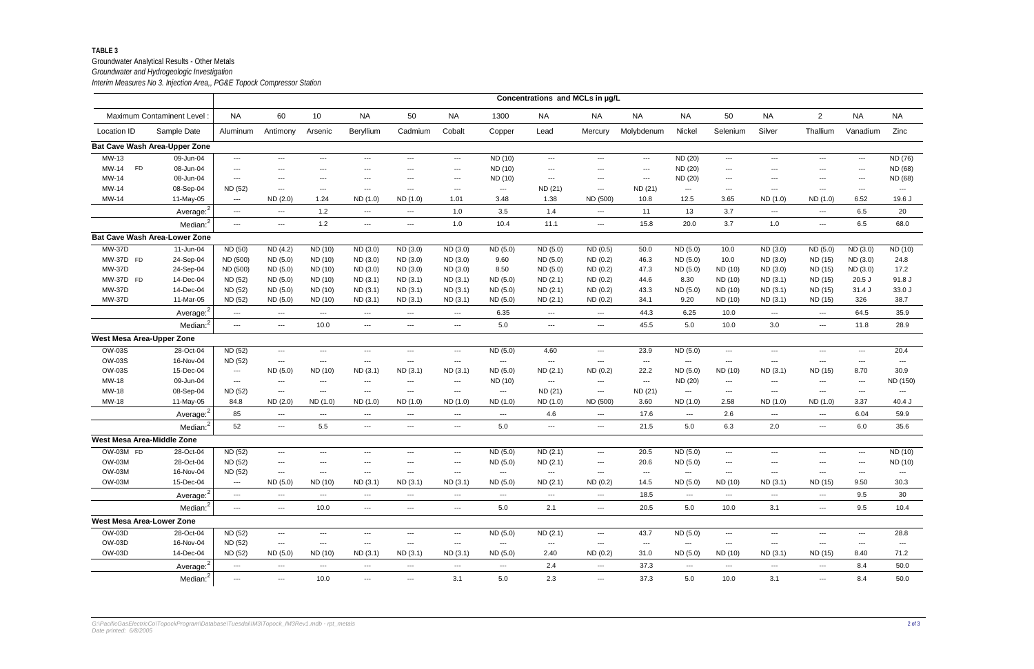**TABLE 3**

Groundwater Analytical Results - Other Metals

*Groundwater and Hydrogeologic Investigation*

*Interim Measures No 3. Injection Area,, PG&E Topock Compressor Station*

| | | Concentrations and MCLs in µg/L | | | | | | | | | | | | | | | |
|---|---|---|---|---|---|---|---|---|---|---|---|---|---|---|---|---|---|
| Maximum Contaminent Level : | | NA | 60 | 10 | NA | 50 | NA | 1300 | NA | NA | NA | NA | 50 | NA | 2 | NA | NA |
| Location ID | Sample Date | Aluminum | Antimony | Arsenic | Beryllium | Cadmium | Cobalt | Copper | Lead | Mercury | Molybdenum | Nickel | Selenium | Silver | Thallium | Vanadium | Zinc |
| **Bat Cave Wash Area-Upper Zone** | | | | | | | | | | | | | | | | | |
| MW-13 | 09-Jun-04 | --- | --- | --- | --- | --- | --- | ND (10) | --- | --- | --- | ND (20) | --- | --- | --- | --- | ND (76) |
| MW-14 FD | 08-Jun-04 | --- | --- | --- | --- | --- | --- | ND (10) | --- | --- | --- | ND (20) | --- | --- | --- | --- | ND (68) |
| MW-14 | 08-Jun-04 | --- | --- | --- | --- | --- | --- | ND (10) | --- | --- | --- | ND (20) | --- | --- | --- | --- | ND (68) |
| MW-14 | 08-Sep-04 | ND (52) | --- | --- | --- | --- | --- | --- | ND (21) | --- | ND (21) | --- | --- | --- | --- | --- | --- |
| MW-14 | 11-May-05 | --- | ND (2.0) | 1.24 | ND (1.0) | ND (1.0) | 1.01 | 3.48 | 1.38 | ND (500) | 10.8 | 12.5 | 3.65 | ND (1.0) | ND (1.0) | 6.52 | 19.6 J |
| | Average:[2] | --- | --- | 1.2 | --- | --- | 1.0 | 3.5 | 1.4 | --- | 11 | 13 | 3.7 | --- | --- | 6.5 | 20 |
| | Median:[2] | --- | --- | 1.2 | --- | --- | 1.0 | 10.4 | 11.1 | --- | 15.8 | 20.0 | 3.7 | 1.0 | --- | 6.5 | 68.0 |
| **Bat Cave Wash Area-Lower Zone** | | | | | | | | | | | | | | | | | |
| MW-37D | 11-Jun-04 | ND (50) | ND (4.2) | ND (10) | ND (3.0) | ND (3.0) | ND (3.0) | ND (5.0) | ND (5.0) | ND (0.5) | 50.0 | ND (5.0) | 10.0 | ND (3.0) | ND (5.0) | ND (3.0) | ND (10) |
| MW-37D FD | 24-Sep-04 | ND (500) | ND (5.0) | ND (10) | ND (3.0) | ND (3.0) | ND (3.0) | 9.60 | ND (5.0) | ND (0.2) | 46.3 | ND (5.0) | 10.0 | ND (3.0) | ND (15) | ND (3.0) | 24.8 |
| MW-37D | 24-Sep-04 | ND (500) | ND (5.0) | ND (10) | ND (3.0) | ND (3.0) | ND (3.0) | 8.50 | ND (5.0) | ND (0.2) | 47.3 | ND (5.0) | ND (10) | ND (3.0) | ND (15) | ND (3.0) | 17.2 |
| MW-37D FD | 14-Dec-04 | ND (52) | ND (5.0) | ND (10) | ND (3.1) | ND (3.1) | ND (3.1) | ND (5.0) | ND (2.1) | ND (0.2) | 44.6 | 8.30 | ND (10) | ND (3.1) | ND (15) | 20.5 J | 91.8 J |
| MW-37D | 14-Dec-04 | ND (52) | ND (5.0) | ND (10) | ND (3.1) | ND (3.1) | ND (3.1) | ND (5.0) | ND (2.1) | ND (0.2) | 43.3 | ND (5.0) | ND (10) | ND (3.1) | ND (15) | 31.4 J | 33.0 J |
| MW-37D | 11-Mar-05 | ND (52) | ND (5.0) | ND (10) | ND (3.1) | ND (3.1) | ND (3.1) | ND (5.0) | ND (2.1) | ND (0.2) | 34.1 | 9.20 | ND (10) | ND (3.1) | ND (15) | 326 | 38.7 |
| | Average:[2] | --- | --- | --- | --- | --- | --- | 6.35 | --- | --- | 44.3 | 6.25 | 10.0 | --- | --- | 64.5 | 35.9 |
| | Median:[2] | --- | --- | 10.0 | --- | --- | --- | 5.0 | --- | --- | 45.5 | 5.0 | 10.0 | 3.0 | --- | 11.8 | 28.9 |
| **West Mesa Area-Upper Zone** | | | | | | | | | | | | | | | | | |
| OW-03S | 28-Oct-04 | ND (52) | --- | --- | --- | --- | --- | ND (5.0) | 4.60 | --- | 23.9 | ND (5.0) | --- | --- | --- | --- | 20.4 |
| OW-03S | 16-Nov-04 | ND (52) | --- | --- | --- | --- | --- | --- | --- | --- | --- | --- | --- | --- | --- | --- | --- |
| OW-03S | 15-Dec-04 | --- | ND (5.0) | ND (10) | ND (3.1) | ND (3.1) | ND (3.1) | ND (5.0) | ND (2.1) | ND (0.2) | 22.2 | ND (5.0) | ND (10) | ND (3.1) | ND (15) | 8.70 | 30.9 |
| MW-18 | 09-Jun-04 | --- | --- | --- | --- | --- | --- | ND (10) | --- | --- | --- | ND (20) | --- | --- | --- | --- | ND (150) |
| MW-18 | 08-Sep-04 | ND (52) | --- | --- | --- | --- | --- | --- | ND (21) | --- | ND (21) | --- | --- | --- | --- | --- | --- |
| MW-18 | 11-May-05 | 84.8 | ND (2.0) | ND (1.0) | ND (1.0) | ND (1.0) | ND (1.0) | ND (1.0) | ND (1.0) | ND (500) | 3.60 | ND (1.0) | 2.58 | ND (1.0) | ND (1.0) | 3.37 | 40.4 J |
| | Average:[2] | 85 | --- | --- | --- | --- | --- | --- | 4.6 | --- | 17.6 | --- | 2.6 | --- | --- | 6.04 | 59.9 |
| | Median:[2] | 52 | --- | 5.5 | --- | --- | --- | 5.0 | --- | --- | 21.5 | 5.0 | 6.3 | 2.0 | --- | 6.0 | 35.6 |
| **West Mesa Area-Middle Zone** | | | | | | | | | | | | | | | | | |
| OW-03M FD | 28-Oct-04 | ND (52) | --- | --- | --- | --- | --- | ND (5.0) | ND (2.1) | --- | 20.5 | ND (5.0) | --- | --- | --- | --- | ND (10) |
| OW-03M | 28-Oct-04 | ND (52) | --- | --- | --- | --- | --- | ND (5.0) | ND (2.1) | --- | 20.6 | ND (5.0) | --- | --- | --- | --- | ND (10) |
| OW-03M | 16-Nov-04 | ND (52) | --- | --- | --- | --- | --- | --- | --- | --- | --- | --- | --- | --- | --- | --- | --- |
| OW-03M | 15-Dec-04 | --- | ND (5.0) | ND (10) | ND (3.1) | ND (3.1) | ND (3.1) | ND (5.0) | ND (2.1) | ND (0.2) | 14.5 | ND (5.0) | ND (10) | ND (3.1) | ND (15) | 9.50 | 30.3 |
| | Average:[2] | --- | --- | --- | --- | --- | --- | --- | --- | --- | 18.5 | --- | --- | --- | --- | 9.5 | 30 |
| | Median:[2] | --- | --- | 10.0 | --- | --- | --- | 5.0 | 2.1 | --- | 20.5 | 5.0 | 10.0 | 3.1 | --- | 9.5 | 10.4 |
| **West Mesa Area-Lower Zone** | | | | | | | | | | | | | | | | | |
| OW-03D | 28-Oct-04 | ND (52) | --- | --- | --- | --- | --- | ND (5.0) | ND (2.1) | --- | 43.7 | ND (5.0) | --- | --- | --- | --- | 28.8 |
| OW-03D | 16-Nov-04 | ND (52) | --- | --- | --- | --- | --- | --- | --- | --- | --- | --- | --- | --- | --- | --- | --- |
| OW-03D | 14-Dec-04 | ND (52) | ND (5.0) | ND (10) | ND (3.1) | ND (3.1) | ND (3.1) | ND (5.0) | 2.40 | ND (0.2) | 31.0 | ND (5.0) | ND (10) | ND (3.1) | ND (15) | 8.40 | 71.2 |
| | Average:[2] | --- | --- | --- | --- | --- | --- | --- | 2.4 | --- | 37.3 | --- | --- | --- | --- | 8.4 | 50.0 |
| | Median:[2] | --- | --- | 10.0 | --- | --- | 3.1 | 5.0 | 2.3 | --- | 37.3 | 5.0 | 10.0 | 3.1 | --- | 8.4 | 50.0 |

*G:\PacificGasElectricCo\TopockProgram\Database\Tuesdai\IM3\Topock_IM3Rev1.mdb - rpt_metals*
*Date printed: 6/8/2005*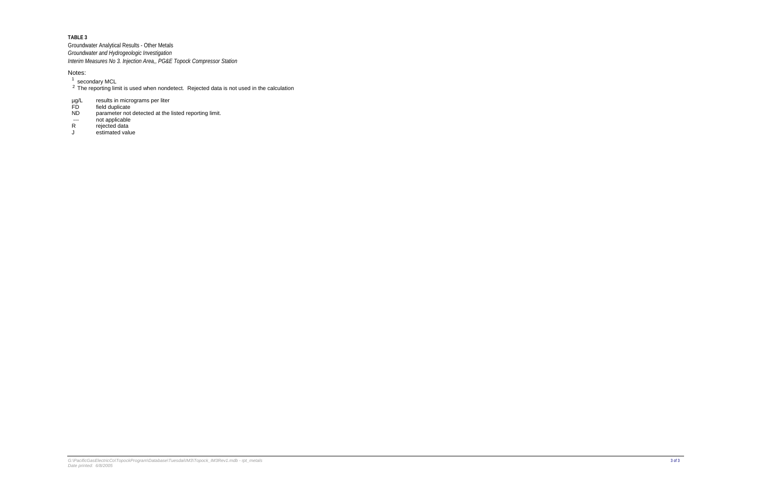**TABLE 3**

Groundwater Analytical Results - Other Metals

*Groundwater and Hydrogeologic Investigation*

*Interim Measures No 3. Injection Area,, PG&E Topock Compressor Station*

Notes:

[1] secondary MCL

[2] The reporting limit is used when nondetect. Rejected data is not used in the calculation

| | |
|---|---|
| µg/L | results in micrograms per liter |
| FD | field duplicate |
| ND | parameter not detected at the listed reporting limit. |
| --- | not applicable |
| R | rejected data |
| J | estimated value |

*G:\PacificGasElectricCo\TopockProgram\Database\Tuesdai\IM3\Topock_IM3Rev1.mdb - rpt_metals*

*Date printed: 6/8/2005*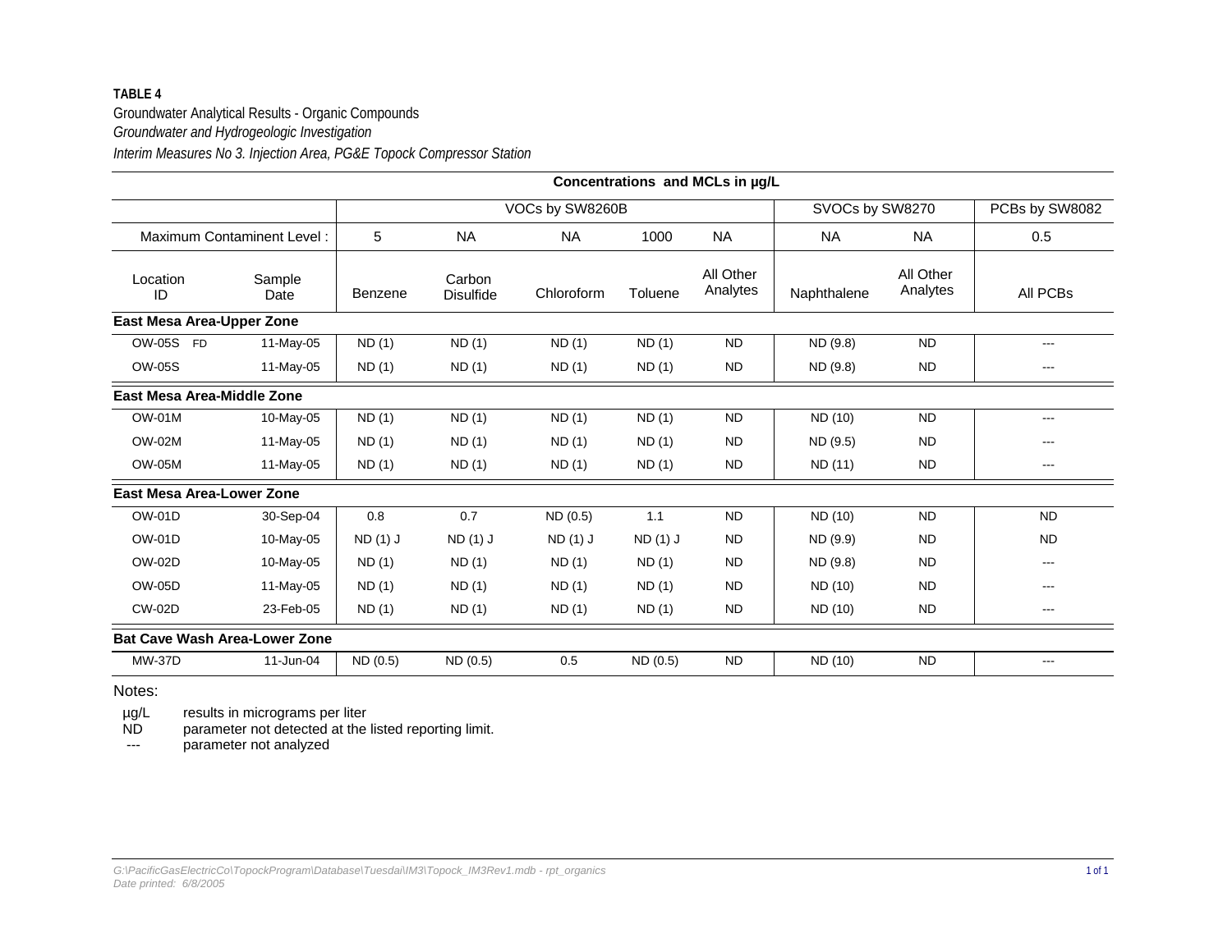**TABLE 4**

Groundwater Analytical Results - Organic Compounds

*Groundwater and Hydrogeologic Investigation*

*Interim Measures No 3. Injection Area, PG&E Topock Compressor Station*

| | | Concentrations and MCLs in µg/L | | | | | | | |
|---|---|---|---|---|---|---|---|---|---|
| | | VOCs by SW8260B | | | | | SVOCs by SW8270 | | PCBs by SW8082 |
| Maximum Contaminent Level : | | 5 | NA | NA | 1000 | NA | NA | NA | 0.5 |
| Location ID | Sample Date | Benzene | Carbon Disulfide | Chloroform | Toluene | All Other Analytes | Naphthalene | All Other Analytes | All PCBs |
| **East Mesa Area-Upper Zone** | | | | | | | | | |
| OW-05S FD | 11-May-05 | ND (1) | ND (1) | ND (1) | ND (1) | ND | ND (9.8) | ND | --- |
| OW-05S | 11-May-05 | ND (1) | ND (1) | ND (1) | ND (1) | ND | ND (9.8) | ND | --- |
| **East Mesa Area-Middle Zone** | | | | | | | | | |
| OW-01M | 10-May-05 | ND (1) | ND (1) | ND (1) | ND (1) | ND | ND (10) | ND | --- |
| OW-02M | 11-May-05 | ND (1) | ND (1) | ND (1) | ND (1) | ND | ND (9.5) | ND | --- |
| OW-05M | 11-May-05 | ND (1) | ND (1) | ND (1) | ND (1) | ND | ND (11) | ND | --- |
| **East Mesa Area-Lower Zone** | | | | | | | | | |
| OW-01D | 30-Sep-04 | 0.8 | 0.7 | ND (0.5) | 1.1 | ND | ND (10) | ND | ND |
| OW-01D | 10-May-05 | ND (1) J | ND (1) J | ND (1) J | ND (1) J | ND | ND (9.9) | ND | ND |
| OW-02D | 10-May-05 | ND (1) | ND (1) | ND (1) | ND (1) | ND | ND (9.8) | ND | --- |
| OW-05D | 11-May-05 | ND (1) | ND (1) | ND (1) | ND (1) | ND | ND (10) | ND | --- |
| CW-02D | 23-Feb-05 | ND (1) | ND (1) | ND (1) | ND (1) | ND | ND (10) | ND | --- |
| **Bat Cave Wash Area-Lower Zone** | | | | | | | | | |
| MW-37D | 11-Jun-04 | ND (0.5) | ND (0.5) | 0.5 | ND (0.5) | ND | ND (10) | ND | --- |

Notes:

- µg/L results in micrograms per liter
- ND parameter not detected at the listed reporting limit.
- --- parameter not analyzed

*G:\PacificGasElectricCo\TopockProgram\Database\Tuesdai\IM3\Topock_IM3Rev1.mdb - rpt_organics*
*Date printed: 6/8/2005*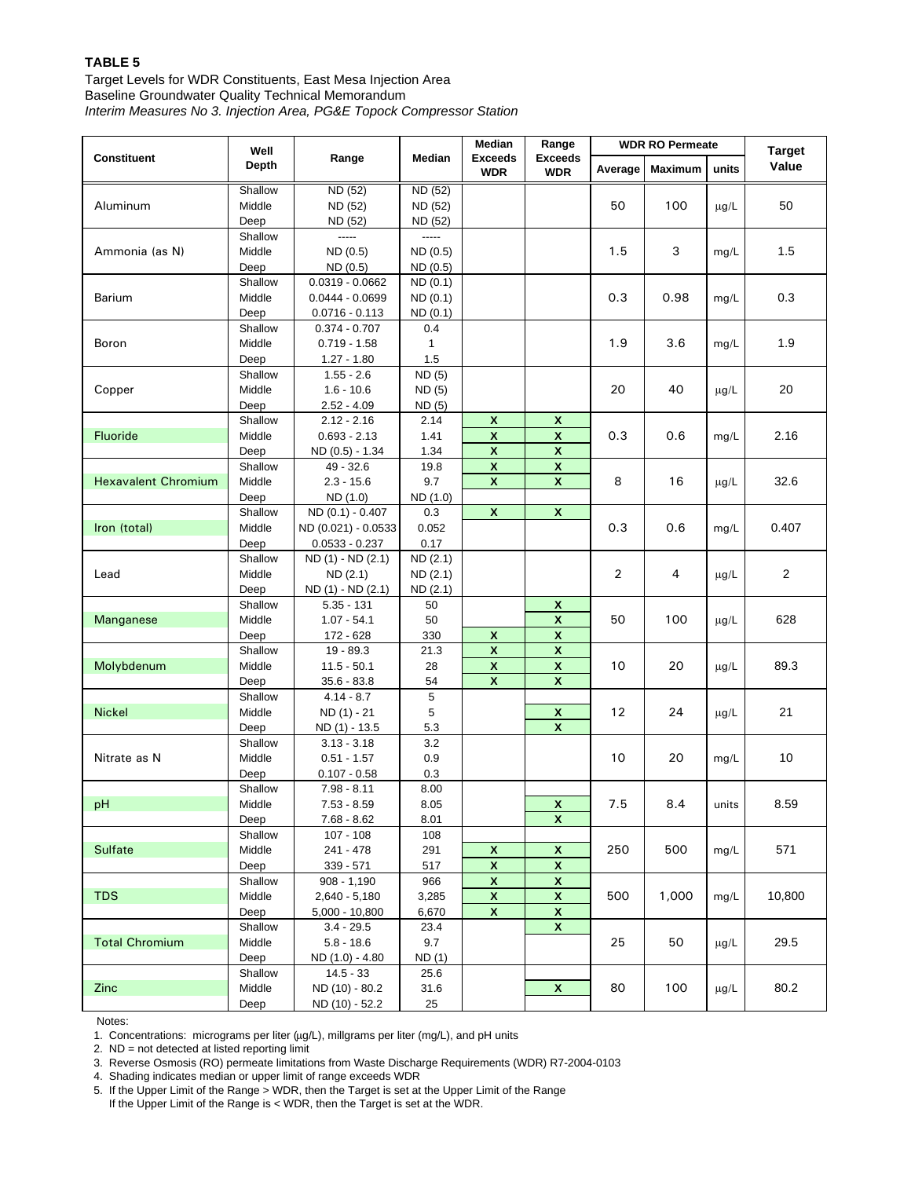**TABLE 5**

Target Levels for WDR Constituents, East Mesa Injection Area
Baseline Groundwater Quality Technical Memorandum
*Interim Measures No 3. Injection Area, PG&E Topock Compressor Station*

| Constituent | Well Depth | Range | Median | Median Exceeds WDR | Range Exceeds WDR | WDR RO Permeate Average | WDR RO Permeate Maximum | WDR RO Permeate units | Target Value |
|---|---|---|---|---|---|---|---|---|---|
| Aluminum | Shallow | ND (52) | ND (52) | | | 50 | 100 | µg/L | 50 |
| | Middle | ND (52) | ND (52) | | | | | | |
| | Deep | ND (52) | ND (52) | | | | | | |
| Ammonia (as N) | Shallow | ----- | ----- | | | 1.5 | 3 | mg/L | 1.5 |
| | Middle | ND (0.5) | ND (0.5) | | | | | | |
| | Deep | ND (0.5) | ND (0.5) | | | | | | |
| Barium | Shallow | 0.0319 - 0.0662 | ND (0.1) | | | 0.3 | 0.98 | mg/L | 0.3 |
| | Middle | 0.0444 - 0.0699 | ND (0.1) | | | | | | |
| | Deep | 0.0716 - 0.113 | ND (0.1) | | | | | | |
| Boron | Shallow | 0.374 - 0.707 | 0.4 | | | 1.9 | 3.6 | mg/L | 1.9 |
| | Middle | 0.719 - 1.58 | 1 | | | | | | |
| | Deep | 1.27 - 1.80 | 1.5 | | | | | | |
| Copper | Shallow | 1.55 - 2.6 | ND (5) | | | 20 | 40 | µg/L | 20 |
| | Middle | 1.6 - 10.6 | ND (5) | | | | | | |
| | Deep | 2.52 - 4.09 | ND (5) | | | | | | |
| Fluoride | Shallow | 2.12 - 2.16 | 2.14 | X | X | 0.3 | 0.6 | mg/L | 2.16 |
| | Middle | 0.693 - 2.13 | 1.41 | X | X | | | | |
| | Deep | ND (0.5) - 1.34 | 1.34 | X | X | | | | |
| Hexavalent Chromium | Shallow | 49 - 32.6 | 19.8 | X | X | 8 | 16 | µg/L | 32.6 |
| | Middle | 2.3 - 15.6 | 9.7 | X | X | | | | |
| | Deep | ND (1.0) | ND (1.0) | | | | | | |
| Iron (total) | Shallow | ND (0.1) - 0.407 | 0.3 | X | X | 0.3 | 0.6 | mg/L | 0.407 |
| | Middle | ND (0.021) - 0.0533 | 0.052 | | | | | | |
| | Deep | 0.0533 - 0.237 | 0.17 | | | | | | |
| Lead | Shallow | ND (1) - ND (2.1) | ND (2.1) | | | 2 | 4 | µg/L | 2 |
| | Middle | ND (2.1) | ND (2.1) | | | | | | |
| | Deep | ND (1) - ND (2.1) | ND (2.1) | | | | | | |
| Manganese | Shallow | 5.35 - 131 | 50 | | X | 50 | 100 | µg/L | 628 |
| | Middle | 1.07 - 54.1 | 50 | | X | | | | |
| | Deep | 172 - 628 | 330 | X | X | | | | |
| Molybdenum | Shallow | 19 - 89.3 | 21.3 | X | X | 10 | 20 | µg/L | 89.3 |
| | Middle | 11.5 - 50.1 | 28 | X | X | | | | |
| | Deep | 35.6 - 83.8 | 54 | X | X | | | | |
| Nickel | Shallow | 4.14 - 8.7 | 5 | | | 12 | 24 | µg/L | 21 |
| | Middle | ND (1) - 21 | 5 | | X | | | | |
| | Deep | ND (1) - 13.5 | 5.3 | | X | | | | |
| Nitrate as N | Shallow | 3.13 - 3.18 | 3.2 | | | 10 | 20 | mg/L | 10 |
| | Middle | 0.51 - 1.57 | 0.9 | | | | | | |
| | Deep | 0.107 - 0.58 | 0.3 | | | | | | |
| pH | Shallow | 7.98 - 8.11 | 8.00 | | | 7.5 | 8.4 | units | 8.59 |
| | Middle | 7.53 - 8.59 | 8.05 | | X | | | | |
| | Deep | 7.68 - 8.62 | 8.01 | | X | | | | |
| Sulfate | Shallow | 107 - 108 | 108 | | | 250 | 500 | mg/L | 571 |
| | Middle | 241 - 478 | 291 | X | X | | | | |
| | Deep | 339 - 571 | 517 | X | X | | | | |
| TDS | Shallow | 908 - 1,190 | 966 | X | X | 500 | 1,000 | mg/L | 10,800 |
| | Middle | 2,640 - 5,180 | 3,285 | X | X | | | | |
| | Deep | 5,000 - 10,800 | 6,670 | X | X | | | | |
| Total Chromium | Shallow | 3.4 - 29.5 | 23.4 | | X | 25 | 50 | µg/L | 29.5 |
| | Middle | 5.8 - 18.6 | 9.7 | | | | | | |
| | Deep | ND (1.0) - 4.80 | ND (1) | | | | | | |
| Zinc | Shallow | 14.5 - 33 | 25.6 | | | 80 | 100 | µg/L | 80.2 |
| | Middle | ND (10) - 80.2 | 31.6 | | X | | | | |
| | Deep | ND (10) - 52.2 | 25 | | | | | | |

Notes:

1. Concentrations: micrograms per liter (µg/L), millgrams per liter (mg/L), and pH units
2. ND = not detected at listed reporting limit
3. Reverse Osmosis (RO) permeate limitations from Waste Discharge Requirements (WDR) R7-2004-0103
4. Shading indicates median or upper limit of range exceeds WDR
5. If the Upper Limit of the Range > WDR, then the Target is set at the Upper Limit of the Range
   If the Upper Limit of the Range is < WDR, then the Target is set at the WDR.